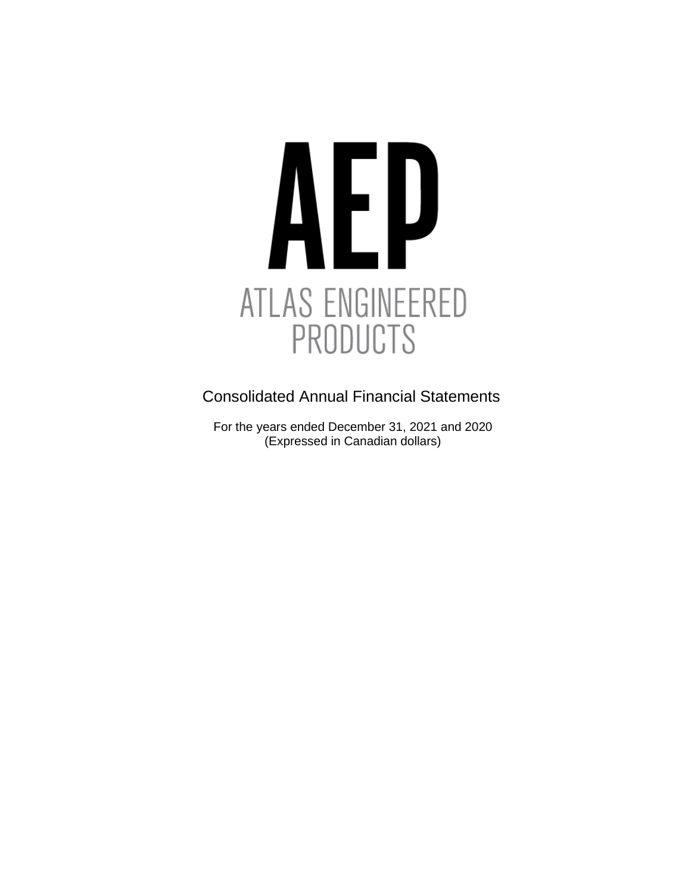# AEP

ATLAS ENGINEERED PRODUCTS

## Consolidated Annual Financial Statements

For the years ended December 31, 2021 and 2020
(Expressed in Canadian dollars)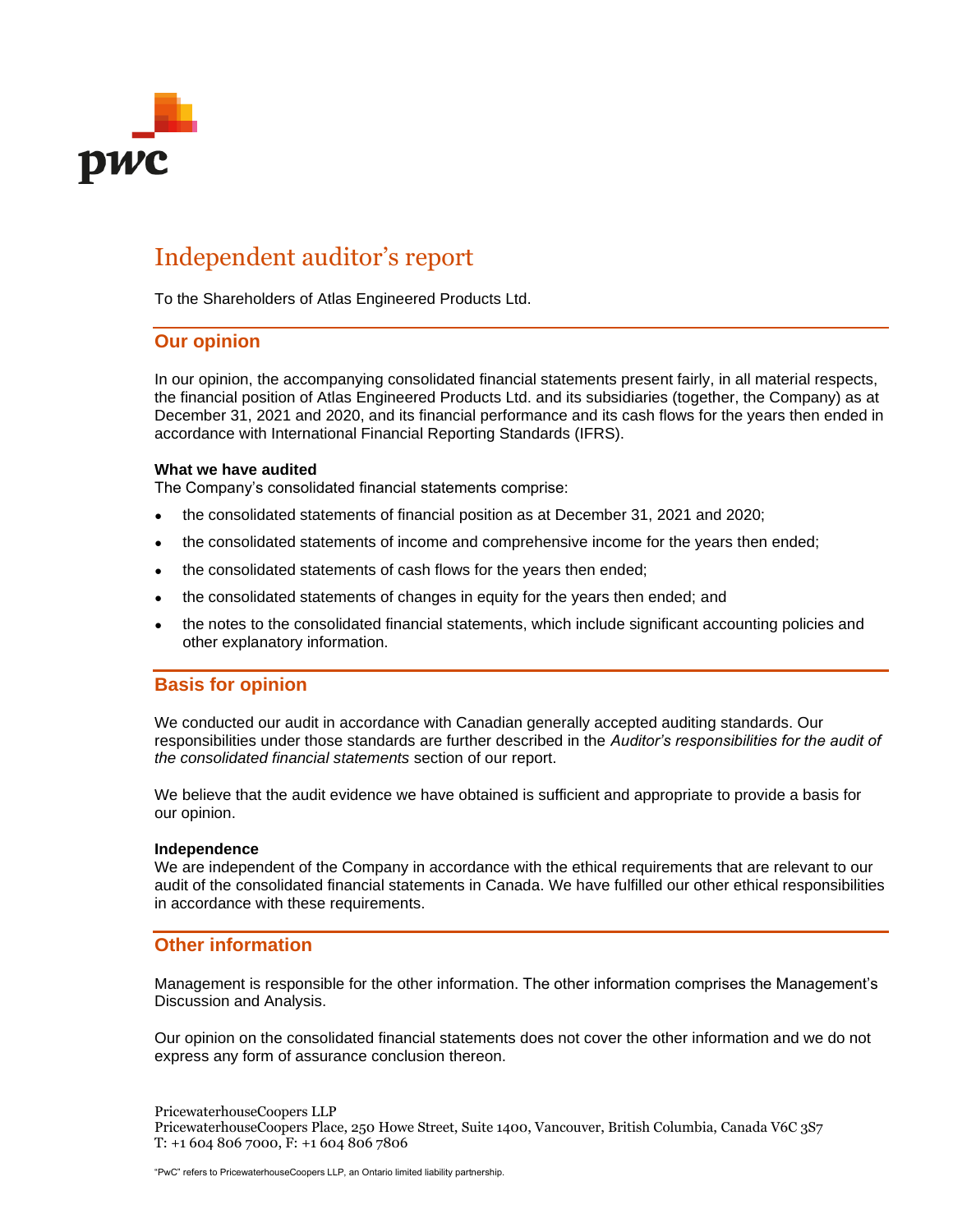# Independent auditor's report

To the Shareholders of Atlas Engineered Products Ltd.

## Our opinion

In our opinion, the accompanying consolidated financial statements present fairly, in all material respects, the financial position of Atlas Engineered Products Ltd. and its subsidiaries (together, the Company) as at December 31, 2021 and 2020, and its financial performance and its cash flows for the years then ended in accordance with International Financial Reporting Standards (IFRS).

**What we have audited**

The Company's consolidated financial statements comprise:

- the consolidated statements of financial position as at December 31, 2021 and 2020;
- the consolidated statements of income and comprehensive income for the years then ended;
- the consolidated statements of cash flows for the years then ended;
- the consolidated statements of changes in equity for the years then ended; and
- the notes to the consolidated financial statements, which include significant accounting policies and other explanatory information.

## Basis for opinion

We conducted our audit in accordance with Canadian generally accepted auditing standards. Our responsibilities under those standards are further described in the *Auditor's responsibilities for the audit of the consolidated financial statements* section of our report.

We believe that the audit evidence we have obtained is sufficient and appropriate to provide a basis for our opinion.

**Independence**

We are independent of the Company in accordance with the ethical requirements that are relevant to our audit of the consolidated financial statements in Canada. We have fulfilled our other ethical responsibilities in accordance with these requirements.

## Other information

Management is responsible for the other information. The other information comprises the Management's Discussion and Analysis.

Our opinion on the consolidated financial statements does not cover the other information and we do not express any form of assurance conclusion thereon.

PricewaterhouseCoopers LLP
PricewaterhouseCoopers Place, 250 Howe Street, Suite 1400, Vancouver, British Columbia, Canada V6C 3S7
T: +1 604 806 7000, F: +1 604 806 7806

"PwC" refers to PricewaterhouseCoopers LLP, an Ontario limited liability partnership.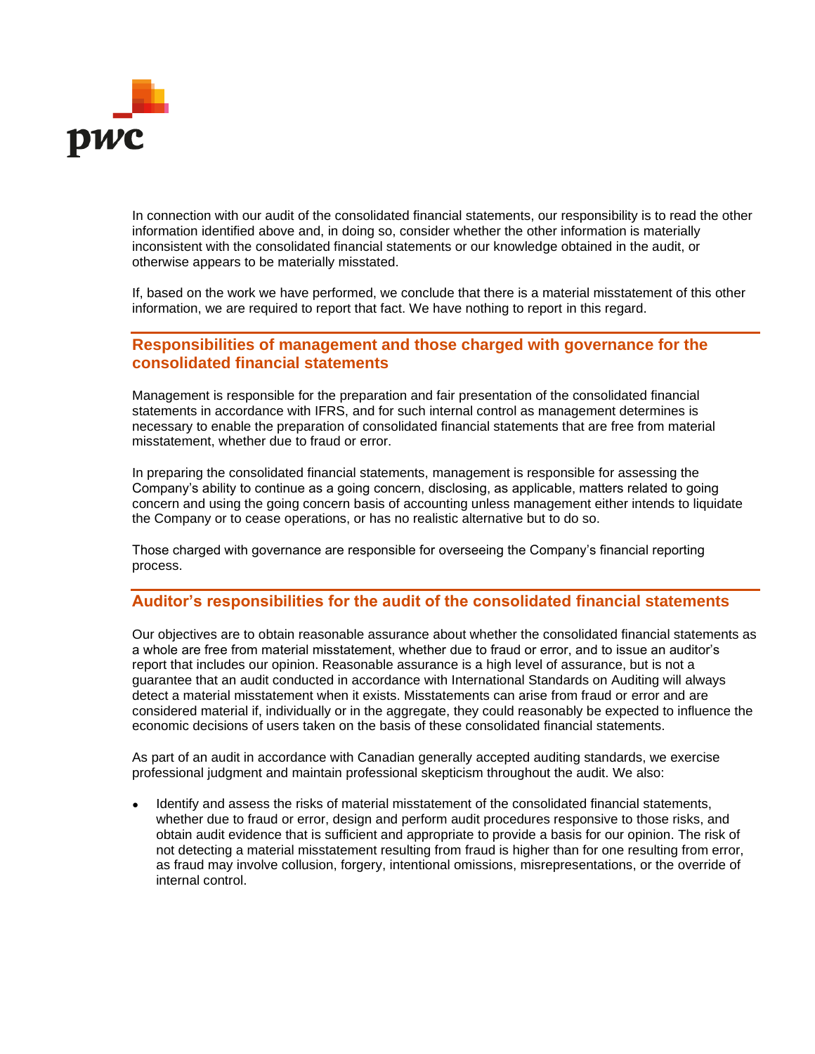In connection with our audit of the consolidated financial statements, our responsibility is to read the other information identified above and, in doing so, consider whether the other information is materially inconsistent with the consolidated financial statements or our knowledge obtained in the audit, or otherwise appears to be materially misstated.

If, based on the work we have performed, we conclude that there is a material misstatement of this other information, we are required to report that fact. We have nothing to report in this regard.

## Responsibilities of management and those charged with governance for the consolidated financial statements

Management is responsible for the preparation and fair presentation of the consolidated financial statements in accordance with IFRS, and for such internal control as management determines is necessary to enable the preparation of consolidated financial statements that are free from material misstatement, whether due to fraud or error.

In preparing the consolidated financial statements, management is responsible for assessing the Company's ability to continue as a going concern, disclosing, as applicable, matters related to going concern and using the going concern basis of accounting unless management either intends to liquidate the Company or to cease operations, or has no realistic alternative but to do so.

Those charged with governance are responsible for overseeing the Company's financial reporting process.

## Auditor's responsibilities for the audit of the consolidated financial statements

Our objectives are to obtain reasonable assurance about whether the consolidated financial statements as a whole are free from material misstatement, whether due to fraud or error, and to issue an auditor's report that includes our opinion. Reasonable assurance is a high level of assurance, but is not a guarantee that an audit conducted in accordance with International Standards on Auditing will always detect a material misstatement when it exists. Misstatements can arise from fraud or error and are considered material if, individually or in the aggregate, they could reasonably be expected to influence the economic decisions of users taken on the basis of these consolidated financial statements.

As part of an audit in accordance with Canadian generally accepted auditing standards, we exercise professional judgment and maintain professional skepticism throughout the audit. We also:

- Identify and assess the risks of material misstatement of the consolidated financial statements, whether due to fraud or error, design and perform audit procedures responsive to those risks, and obtain audit evidence that is sufficient and appropriate to provide a basis for our opinion. The risk of not detecting a material misstatement resulting from fraud is higher than for one resulting from error, as fraud may involve collusion, forgery, intentional omissions, misrepresentations, or the override of internal control.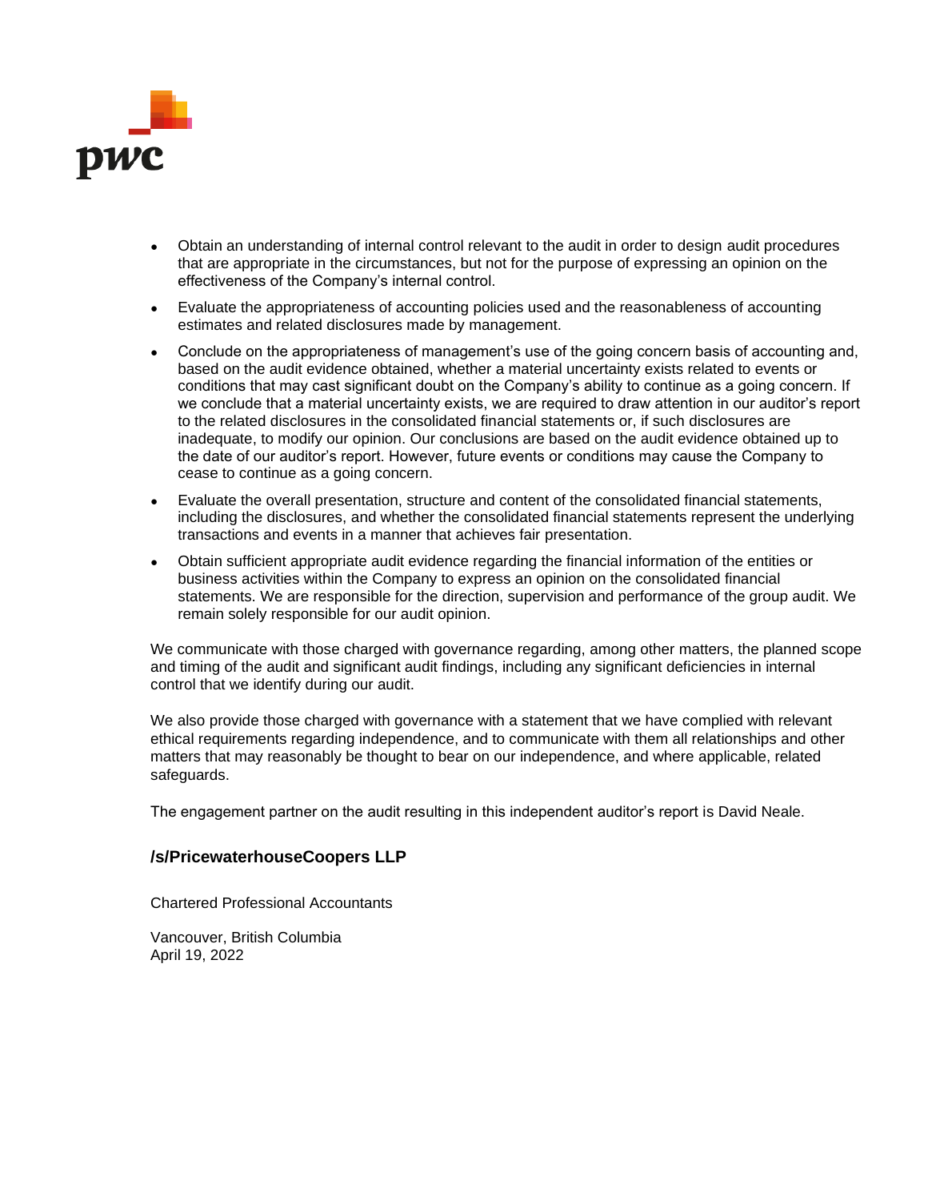- Obtain an understanding of internal control relevant to the audit in order to design audit procedures that are appropriate in the circumstances, but not for the purpose of expressing an opinion on the effectiveness of the Company's internal control.
- Evaluate the appropriateness of accounting policies used and the reasonableness of accounting estimates and related disclosures made by management.
- Conclude on the appropriateness of management's use of the going concern basis of accounting and, based on the audit evidence obtained, whether a material uncertainty exists related to events or conditions that may cast significant doubt on the Company's ability to continue as a going concern. If we conclude that a material uncertainty exists, we are required to draw attention in our auditor's report to the related disclosures in the consolidated financial statements or, if such disclosures are inadequate, to modify our opinion. Our conclusions are based on the audit evidence obtained up to the date of our auditor's report. However, future events or conditions may cause the Company to cease to continue as a going concern.
- Evaluate the overall presentation, structure and content of the consolidated financial statements, including the disclosures, and whether the consolidated financial statements represent the underlying transactions and events in a manner that achieves fair presentation.
- Obtain sufficient appropriate audit evidence regarding the financial information of the entities or business activities within the Company to express an opinion on the consolidated financial statements. We are responsible for the direction, supervision and performance of the group audit. We remain solely responsible for our audit opinion.

We communicate with those charged with governance regarding, among other matters, the planned scope and timing of the audit and significant audit findings, including any significant deficiencies in internal control that we identify during our audit.

We also provide those charged with governance with a statement that we have complied with relevant ethical requirements regarding independence, and to communicate with them all relationships and other matters that may reasonably be thought to bear on our independence, and where applicable, related safeguards.

The engagement partner on the audit resulting in this independent auditor's report is David Neale.

**/s/PricewaterhouseCoopers LLP**

Chartered Professional Accountants

Vancouver, British Columbia
April 19, 2022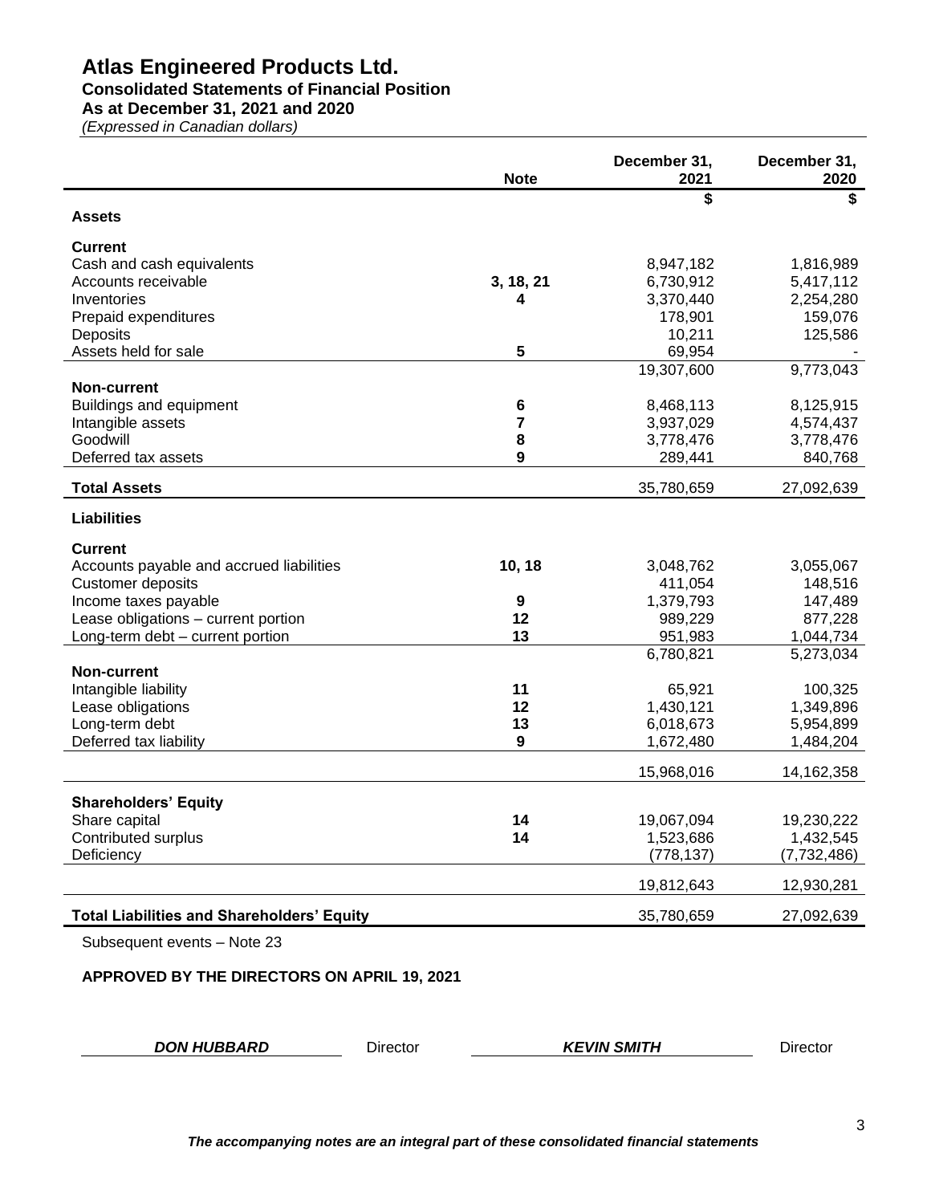# Atlas Engineered Products Ltd.

## Consolidated Statements of Financial Position

### As at December 31, 2021 and 2020

*(Expressed in Canadian dollars)*

| | Note | December 31, 2021 | December 31, 2020 |
|---|---|---|---|
| | | $ | $ |
| **Assets** | | | |
| **Current** | | | |
| Cash and cash equivalents | | 8,947,182 | 1,816,989 |
| Accounts receivable | 3, 18, 21 | 6,730,912 | 5,417,112 |
| Inventories | 4 | 3,370,440 | 2,254,280 |
| Prepaid expenditures | | 178,901 | 159,076 |
| Deposits | | 10,211 | 125,586 |
| Assets held for sale | 5 | 69,954 | - |
| | | 19,307,600 | 9,773,043 |
| **Non-current** | | | |
| Buildings and equipment | 6 | 8,468,113 | 8,125,915 |
| Intangible assets | 7 | 3,937,029 | 4,574,437 |
| Goodwill | 8 | 3,778,476 | 3,778,476 |
| Deferred tax assets | 9 | 289,441 | 840,768 |
| **Total Assets** | | 35,780,659 | 27,092,639 |
| **Liabilities** | | | |
| **Current** | | | |
| Accounts payable and accrued liabilities | 10, 18 | 3,048,762 | 3,055,067 |
| Customer deposits | | 411,054 | 148,516 |
| Income taxes payable | 9 | 1,379,793 | 147,489 |
| Lease obligations – current portion | 12 | 989,229 | 877,228 |
| Long-term debt – current portion | 13 | 951,983 | 1,044,734 |
| | | 6,780,821 | 5,273,034 |
| **Non-current** | | | |
| Intangible liability | 11 | 65,921 | 100,325 |
| Lease obligations | 12 | 1,430,121 | 1,349,896 |
| Long-term debt | 13 | 6,018,673 | 5,954,899 |
| Deferred tax liability | 9 | 1,672,480 | 1,484,204 |
| | | 15,968,016 | 14,162,358 |
| **Shareholders' Equity** | | | |
| Share capital | 14 | 19,067,094 | 19,230,222 |
| Contributed surplus | 14 | 1,523,686 | 1,432,545 |
| Deficiency | | (778,137) | (7,732,486) |
| | | 19,812,643 | 12,930,281 |
| **Total Liabilities and Shareholders' Equity** | | 35,780,659 | 27,092,639 |

Subsequent events – Note 23

**APPROVED BY THE DIRECTORS ON APRIL 19, 2021**

***DON HUBBARD*** Director ***KEVIN SMITH*** Director

***The accompanying notes are an integral part of these consolidated financial statements***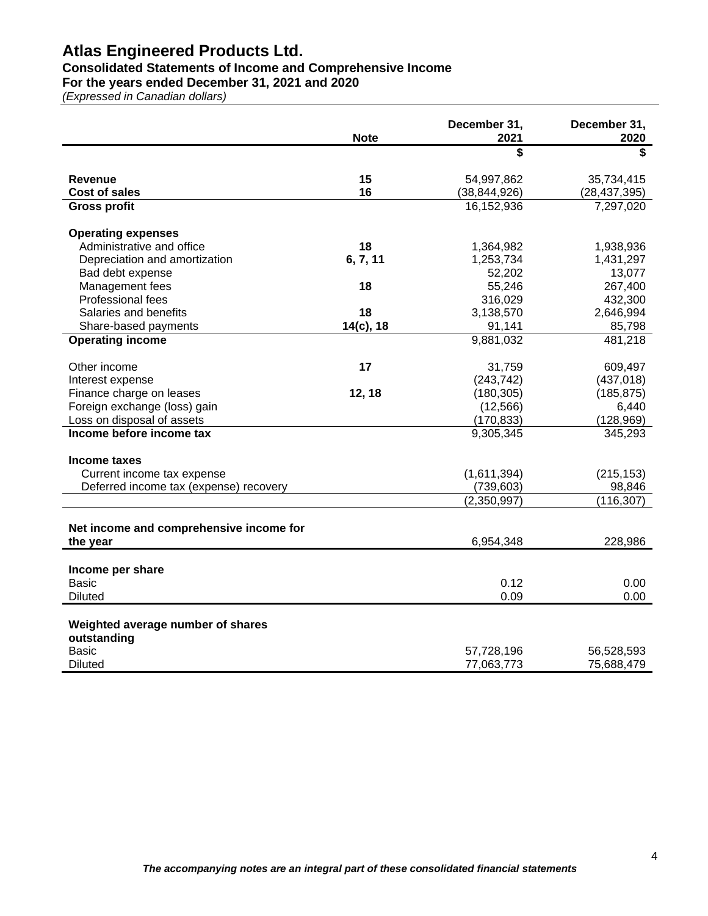# Atlas Engineered Products Ltd.

## Consolidated Statements of Income and Comprehensive Income

### For the years ended December 31, 2021 and 2020

*(Expressed in Canadian dollars)*

| | Note | December 31, 2021 | December 31, 2020 |
|---|---|---|---|
| | | $ | $ |
| **Revenue** | **15** | 54,997,862 | 35,734,415 |
| **Cost of sales** | **16** | (38,844,926) | (28,437,395) |
| **Gross profit** | | 16,152,936 | 7,297,020 |
| **Operating expenses** | | | |
| Administrative and office | **18** | 1,364,982 | 1,938,936 |
| Depreciation and amortization | **6, 7, 11** | 1,253,734 | 1,431,297 |
| Bad debt expense | | 52,202 | 13,077 |
| Management fees | **18** | 55,246 | 267,400 |
| Professional fees | | 316,029 | 432,300 |
| Salaries and benefits | **18** | 3,138,570 | 2,646,994 |
| Share-based payments | **14(c), 18** | 91,141 | 85,798 |
| **Operating income** | | 9,881,032 | 481,218 |
| Other income | **17** | 31,759 | 609,497 |
| Interest expense | | (243,742) | (437,018) |
| Finance charge on leases | **12, 18** | (180,305) | (185,875) |
| Foreign exchange (loss) gain | | (12,566) | 6,440 |
| Loss on disposal of assets | | (170,833) | (128,969) |
| **Income before income tax** | | 9,305,345 | 345,293 |
| **Income taxes** | | | |
| Current income tax expense | | (1,611,394) | (215,153) |
| Deferred income tax (expense) recovery | | (739,603) | 98,846 |
| | | (2,350,997) | (116,307) |
| **Net income and comprehensive income for the year** | | 6,954,348 | 228,986 |
| **Income per share** | | | |
| Basic | | 0.12 | 0.00 |
| Diluted | | 0.09 | 0.00 |
| **Weighted average number of shares outstanding** | | | |
| Basic | | 57,728,196 | 56,528,593 |
| Diluted | | 77,063,773 | 75,688,479 |

***The accompanying notes are an integral part of these consolidated financial statements***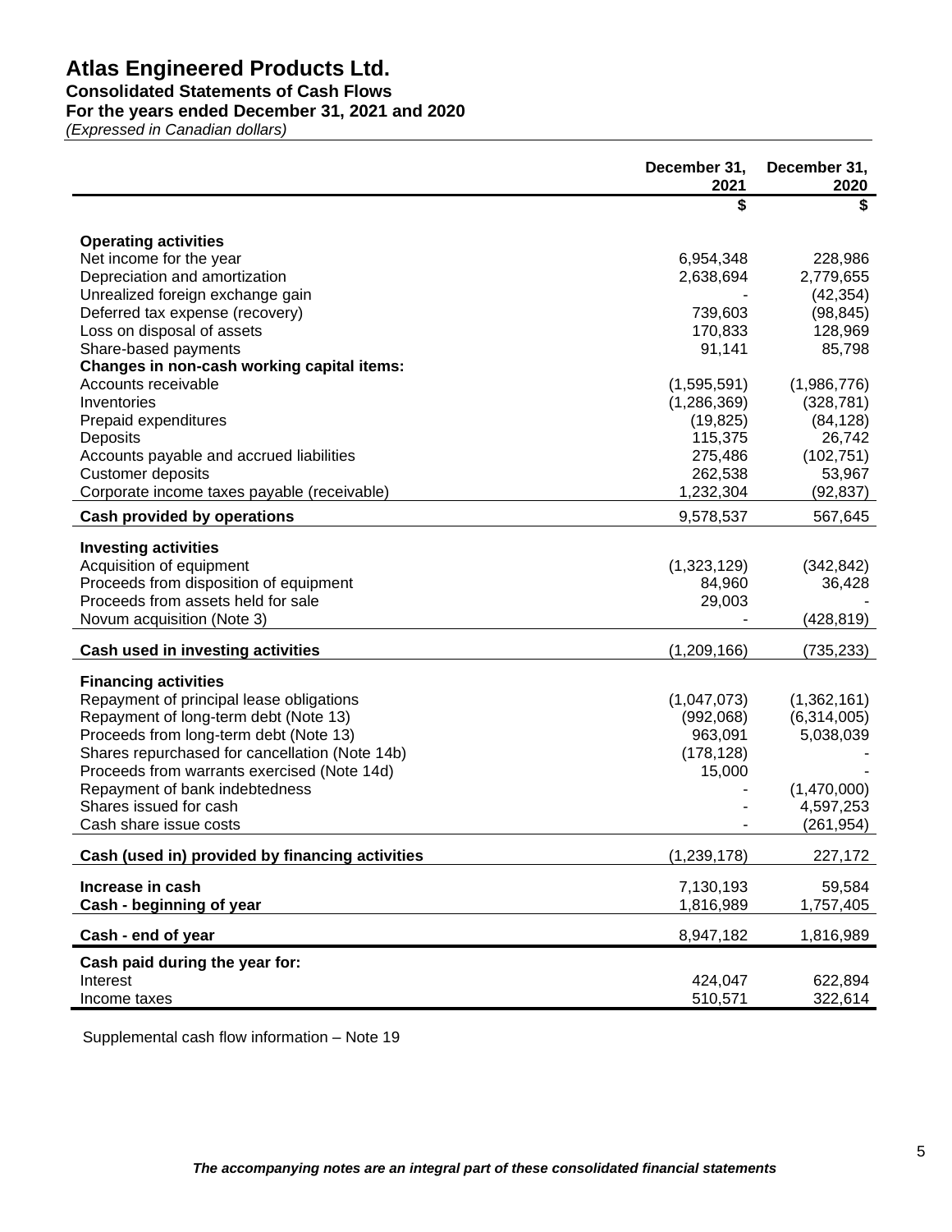# Atlas Engineered Products Ltd.

**Consolidated Statements of Cash Flows**

**For the years ended December 31, 2021 and 2020**

*(Expressed in Canadian dollars)*

| | December 31, 2021 | December 31, 2020 |
|---|---|---|
| | $ | $ |
| **Operating activities** | | |
| Net income for the year | 6,954,348 | 228,986 |
| Depreciation and amortization | 2,638,694 | 2,779,655 |
| Unrealized foreign exchange gain | - | (42,354) |
| Deferred tax expense (recovery) | 739,603 | (98,845) |
| Loss on disposal of assets | 170,833 | 128,969 |
| Share-based payments | 91,141 | 85,798 |
| **Changes in non-cash working capital items:** | | |
| Accounts receivable | (1,595,591) | (1,986,776) |
| Inventories | (1,286,369) | (328,781) |
| Prepaid expenditures | (19,825) | (84,128) |
| Deposits | 115,375 | 26,742 |
| Accounts payable and accrued liabilities | 275,486 | (102,751) |
| Customer deposits | 262,538 | 53,967 |
| Corporate income taxes payable (receivable) | 1,232,304 | (92,837) |
| **Cash provided by operations** | 9,578,537 | 567,645 |
| **Investing activities** | | |
| Acquisition of equipment | (1,323,129) | (342,842) |
| Proceeds from disposition of equipment | 84,960 | 36,428 |
| Proceeds from assets held for sale | 29,003 | - |
| Novum acquisition (Note 3) | - | (428,819) |
| **Cash used in investing activities** | (1,209,166) | (735,233) |
| **Financing activities** | | |
| Repayment of principal lease obligations | (1,047,073) | (1,362,161) |
| Repayment of long-term debt (Note 13) | (992,068) | (6,314,005) |
| Proceeds from long-term debt (Note 13) | 963,091 | 5,038,039 |
| Shares repurchased for cancellation (Note 14b) | (178,128) | - |
| Proceeds from warrants exercised (Note 14d) | 15,000 | - |
| Repayment of bank indebtedness | - | (1,470,000) |
| Shares issued for cash | - | 4,597,253 |
| Cash share issue costs | - | (261,954) |
| **Cash (used in) provided by financing activities** | (1,239,178) | 227,172 |
| **Increase in cash** | 7,130,193 | 59,584 |
| **Cash - beginning of year** | 1,816,989 | 1,757,405 |
| **Cash - end of year** | 8,947,182 | 1,816,989 |
| **Cash paid during the year for:** | | |
| Interest | 424,047 | 622,894 |
| Income taxes | 510,571 | 322,614 |

Supplemental cash flow information – Note 19

***The accompanying notes are an integral part of these consolidated financial statements***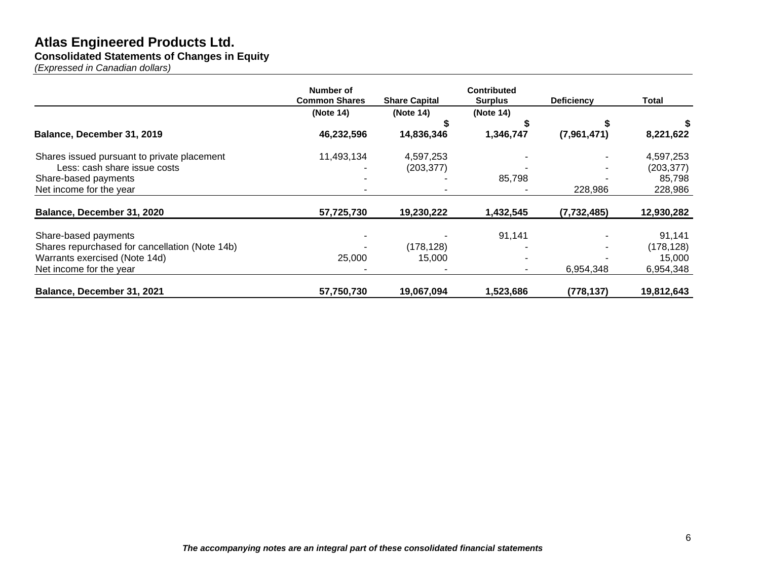# Atlas Engineered Products Ltd.

## Consolidated Statements of Changes in Equity

*(Expressed in Canadian dollars)*

| | Number of Common Shares | Share Capital | Contributed Surplus | Deficiency | Total |
|---|---|---|---|---|---|
| | (Note 14) | (Note 14) | (Note 14) | | |
| | | $ | $ | $ | $ |
| **Balance, December 31, 2019** | **46,232,596** | **14,836,346** | **1,346,747** | **(7,961,471)** | **8,221,622** |
| Shares issued pursuant to private placement | 11,493,134 | 4,597,253 | - | - | 4,597,253 |
| Less: cash share issue costs | - | (203,377) | - | - | (203,377) |
| Share-based payments | - | - | 85,798 | - | 85,798 |
| Net income for the year | - | - | - | 228,986 | 228,986 |
| **Balance, December 31, 2020** | **57,725,730** | **19,230,222** | **1,432,545** | **(7,732,485)** | **12,930,282** |
| Share-based payments | - | - | 91,141 | - | 91,141 |
| Shares repurchased for cancellation (Note 14b) | - | (178,128) | - | - | (178,128) |
| Warrants exercised (Note 14d) | 25,000 | 15,000 | - | - | 15,000 |
| Net income for the year | - | - | - | 6,954,348 | 6,954,348 |
| **Balance, December 31, 2021** | **57,750,730** | **19,067,094** | **1,523,686** | **(778,137)** | **19,812,643** |

***The accompanying notes are an integral part of these consolidated financial statements***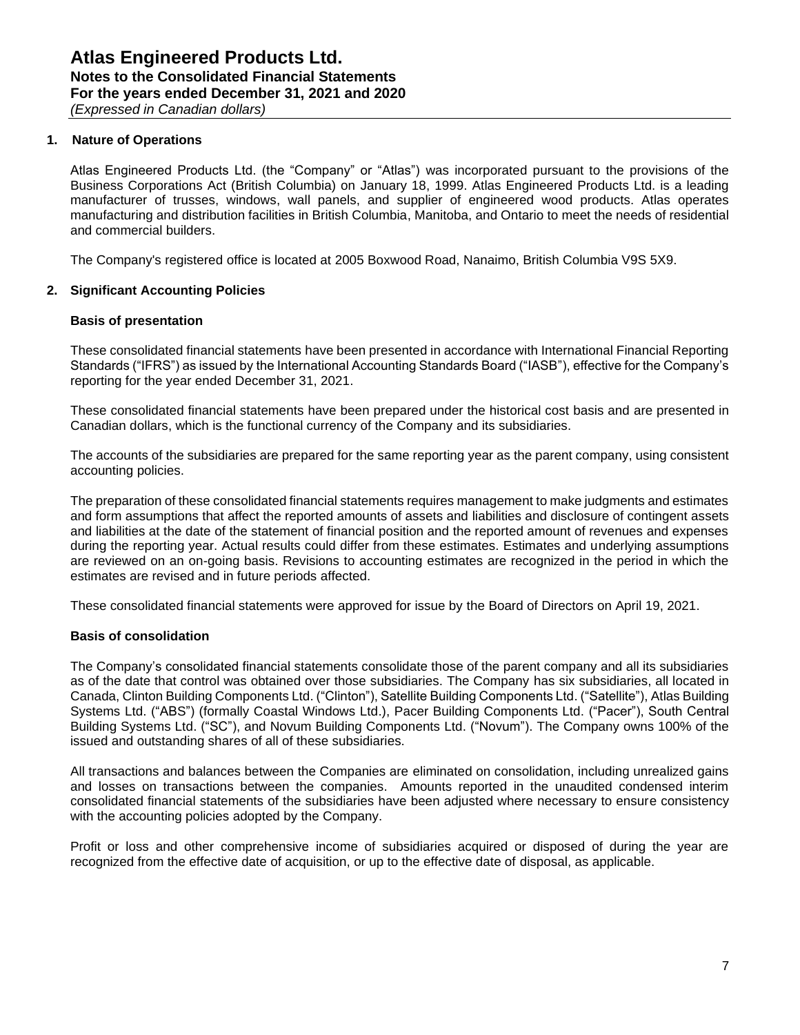# Atlas Engineered Products Ltd.
## Notes to the Consolidated Financial Statements
## For the years ended December 31, 2021 and 2020
*(Expressed in Canadian dollars)*

### 1. Nature of Operations

Atlas Engineered Products Ltd. (the "Company" or "Atlas") was incorporated pursuant to the provisions of the Business Corporations Act (British Columbia) on January 18, 1999. Atlas Engineered Products Ltd. is a leading manufacturer of trusses, windows, wall panels, and supplier of engineered wood products. Atlas operates manufacturing and distribution facilities in British Columbia, Manitoba, and Ontario to meet the needs of residential and commercial builders.

The Company's registered office is located at 2005 Boxwood Road, Nanaimo, British Columbia V9S 5X9.

### 2. Significant Accounting Policies

**Basis of presentation**

These consolidated financial statements have been presented in accordance with International Financial Reporting Standards ("IFRS") as issued by the International Accounting Standards Board ("IASB"), effective for the Company's reporting for the year ended December 31, 2021.

These consolidated financial statements have been prepared under the historical cost basis and are presented in Canadian dollars, which is the functional currency of the Company and its subsidiaries.

The accounts of the subsidiaries are prepared for the same reporting year as the parent company, using consistent accounting policies.

The preparation of these consolidated financial statements requires management to make judgments and estimates and form assumptions that affect the reported amounts of assets and liabilities and disclosure of contingent assets and liabilities at the date of the statement of financial position and the reported amount of revenues and expenses during the reporting year. Actual results could differ from these estimates. Estimates and underlying assumptions are reviewed on an on-going basis. Revisions to accounting estimates are recognized in the period in which the estimates are revised and in future periods affected.

These consolidated financial statements were approved for issue by the Board of Directors on April 19, 2021.

**Basis of consolidation**

The Company's consolidated financial statements consolidate those of the parent company and all its subsidiaries as of the date that control was obtained over those subsidiaries. The Company has six subsidiaries, all located in Canada, Clinton Building Components Ltd. ("Clinton"), Satellite Building Components Ltd. ("Satellite"), Atlas Building Systems Ltd. ("ABS") (formally Coastal Windows Ltd.), Pacer Building Components Ltd. ("Pacer"), South Central Building Systems Ltd. ("SC"), and Novum Building Components Ltd. ("Novum"). The Company owns 100% of the issued and outstanding shares of all of these subsidiaries.

All transactions and balances between the Companies are eliminated on consolidation, including unrealized gains and losses on transactions between the companies. Amounts reported in the unaudited condensed interim consolidated financial statements of the subsidiaries have been adjusted where necessary to ensure consistency with the accounting policies adopted by the Company.

Profit or loss and other comprehensive income of subsidiaries acquired or disposed of during the year are recognized from the effective date of acquisition, or up to the effective date of disposal, as applicable.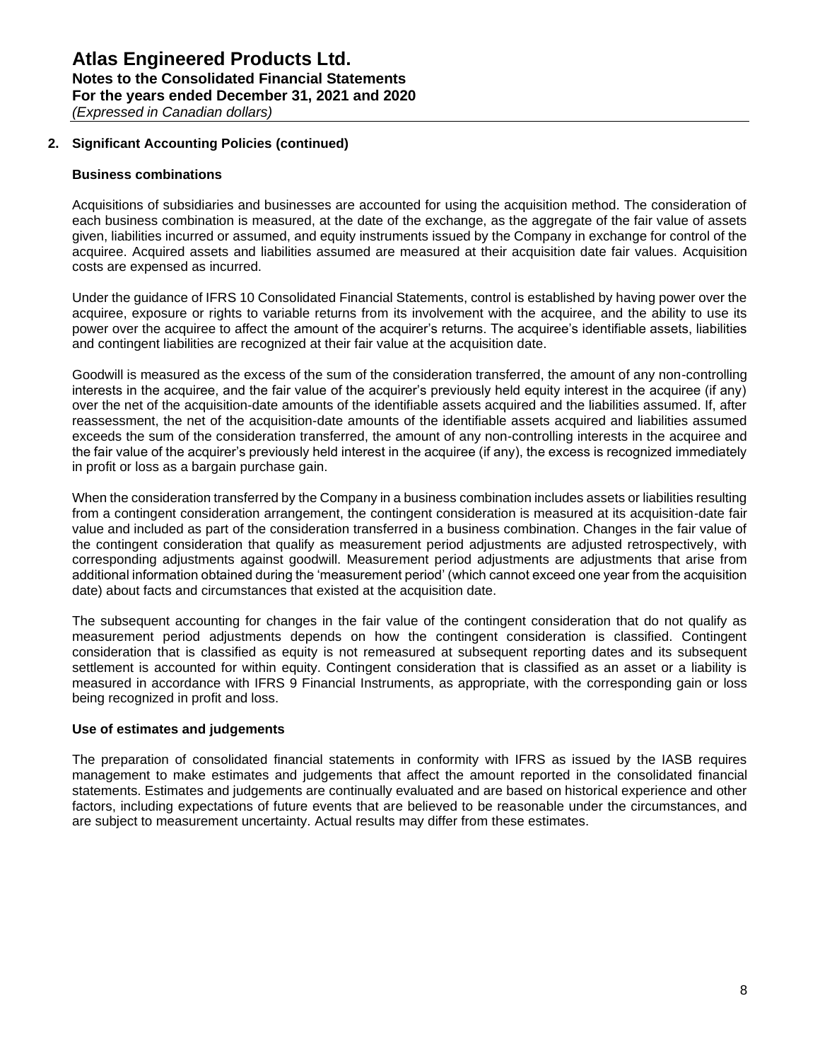## 2. Significant Accounting Policies (continued)

### Business combinations

Acquisitions of subsidiaries and businesses are accounted for using the acquisition method. The consideration of each business combination is measured, at the date of the exchange, as the aggregate of the fair value of assets given, liabilities incurred or assumed, and equity instruments issued by the Company in exchange for control of the acquiree. Acquired assets and liabilities assumed are measured at their acquisition date fair values. Acquisition costs are expensed as incurred.

Under the guidance of IFRS 10 Consolidated Financial Statements, control is established by having power over the acquiree, exposure or rights to variable returns from its involvement with the acquiree, and the ability to use its power over the acquiree to affect the amount of the acquirer's returns. The acquiree's identifiable assets, liabilities and contingent liabilities are recognized at their fair value at the acquisition date.

Goodwill is measured as the excess of the sum of the consideration transferred, the amount of any non-controlling interests in the acquiree, and the fair value of the acquirer's previously held equity interest in the acquiree (if any) over the net of the acquisition-date amounts of the identifiable assets acquired and the liabilities assumed. If, after reassessment, the net of the acquisition-date amounts of the identifiable assets acquired and liabilities assumed exceeds the sum of the consideration transferred, the amount of any non-controlling interests in the acquiree and the fair value of the acquirer's previously held interest in the acquiree (if any), the excess is recognized immediately in profit or loss as a bargain purchase gain.

When the consideration transferred by the Company in a business combination includes assets or liabilities resulting from a contingent consideration arrangement, the contingent consideration is measured at its acquisition-date fair value and included as part of the consideration transferred in a business combination. Changes in the fair value of the contingent consideration that qualify as measurement period adjustments are adjusted retrospectively, with corresponding adjustments against goodwill. Measurement period adjustments are adjustments that arise from additional information obtained during the 'measurement period' (which cannot exceed one year from the acquisition date) about facts and circumstances that existed at the acquisition date.

The subsequent accounting for changes in the fair value of the contingent consideration that do not qualify as measurement period adjustments depends on how the contingent consideration is classified. Contingent consideration that is classified as equity is not remeasured at subsequent reporting dates and its subsequent settlement is accounted for within equity. Contingent consideration that is classified as an asset or a liability is measured in accordance with IFRS 9 Financial Instruments, as appropriate, with the corresponding gain or loss being recognized in profit and loss.

### Use of estimates and judgements

The preparation of consolidated financial statements in conformity with IFRS as issued by the IASB requires management to make estimates and judgements that affect the amount reported in the consolidated financial statements. Estimates and judgements are continually evaluated and are based on historical experience and other factors, including expectations of future events that are believed to be reasonable under the circumstances, and are subject to measurement uncertainty. Actual results may differ from these estimates.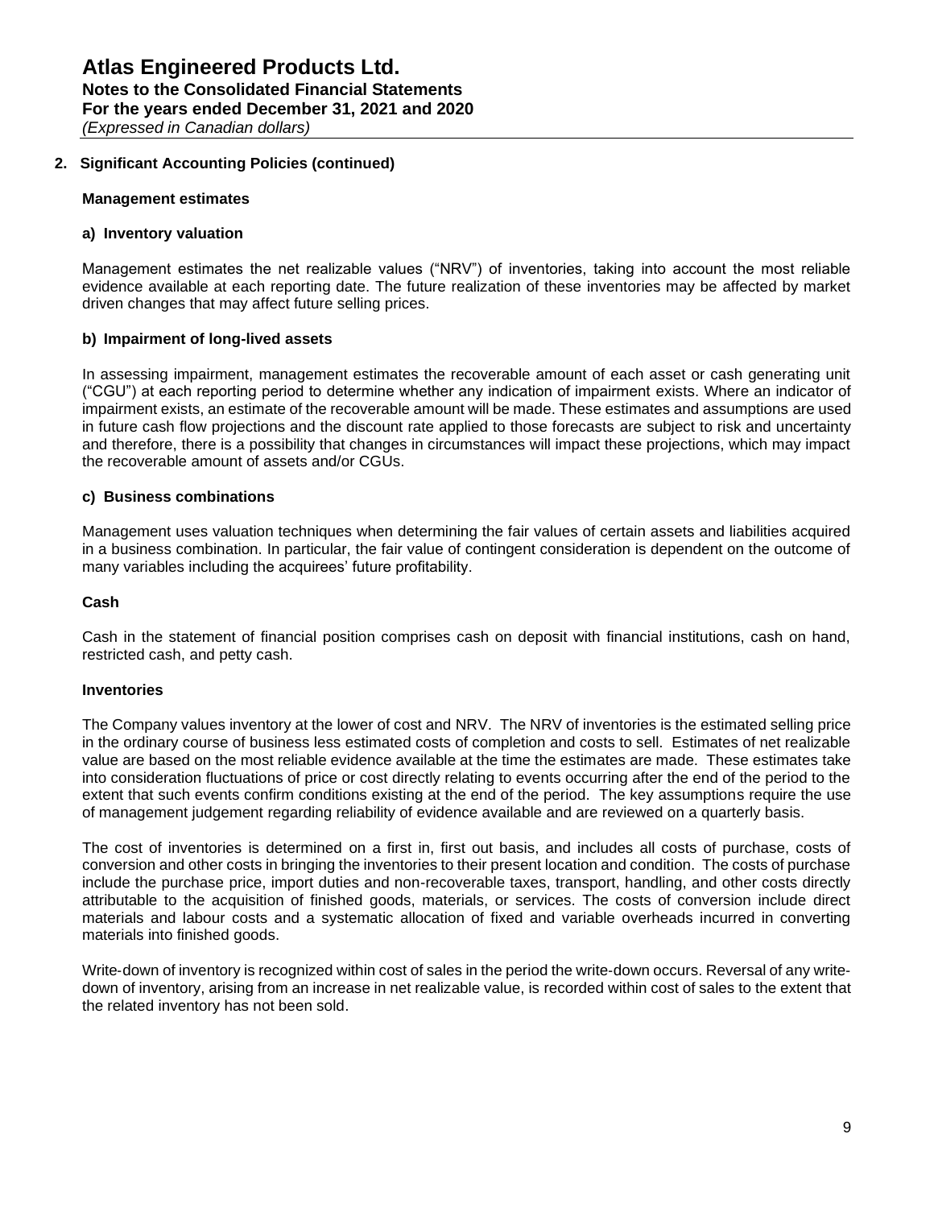## 2. Significant Accounting Policies (continued)

### Management estimates

#### a) Inventory valuation

Management estimates the net realizable values ("NRV") of inventories, taking into account the most reliable evidence available at each reporting date. The future realization of these inventories may be affected by market driven changes that may affect future selling prices.

#### b) Impairment of long-lived assets

In assessing impairment, management estimates the recoverable amount of each asset or cash generating unit ("CGU") at each reporting period to determine whether any indication of impairment exists. Where an indicator of impairment exists, an estimate of the recoverable amount will be made. These estimates and assumptions are used in future cash flow projections and the discount rate applied to those forecasts are subject to risk and uncertainty and therefore, there is a possibility that changes in circumstances will impact these projections, which may impact the recoverable amount of assets and/or CGUs.

#### c) Business combinations

Management uses valuation techniques when determining the fair values of certain assets and liabilities acquired in a business combination. In particular, the fair value of contingent consideration is dependent on the outcome of many variables including the acquirees' future profitability.

### Cash

Cash in the statement of financial position comprises cash on deposit with financial institutions, cash on hand, restricted cash, and petty cash.

### Inventories

The Company values inventory at the lower of cost and NRV. The NRV of inventories is the estimated selling price in the ordinary course of business less estimated costs of completion and costs to sell. Estimates of net realizable value are based on the most reliable evidence available at the time the estimates are made. These estimates take into consideration fluctuations of price or cost directly relating to events occurring after the end of the period to the extent that such events confirm conditions existing at the end of the period. The key assumptions require the use of management judgement regarding reliability of evidence available and are reviewed on a quarterly basis.

The cost of inventories is determined on a first in, first out basis, and includes all costs of purchase, costs of conversion and other costs in bringing the inventories to their present location and condition. The costs of purchase include the purchase price, import duties and non-recoverable taxes, transport, handling, and other costs directly attributable to the acquisition of finished goods, materials, or services. The costs of conversion include direct materials and labour costs and a systematic allocation of fixed and variable overheads incurred in converting materials into finished goods.

Write-down of inventory is recognized within cost of sales in the period the write-down occurs. Reversal of any write-down of inventory, arising from an increase in net realizable value, is recorded within cost of sales to the extent that the related inventory has not been sold.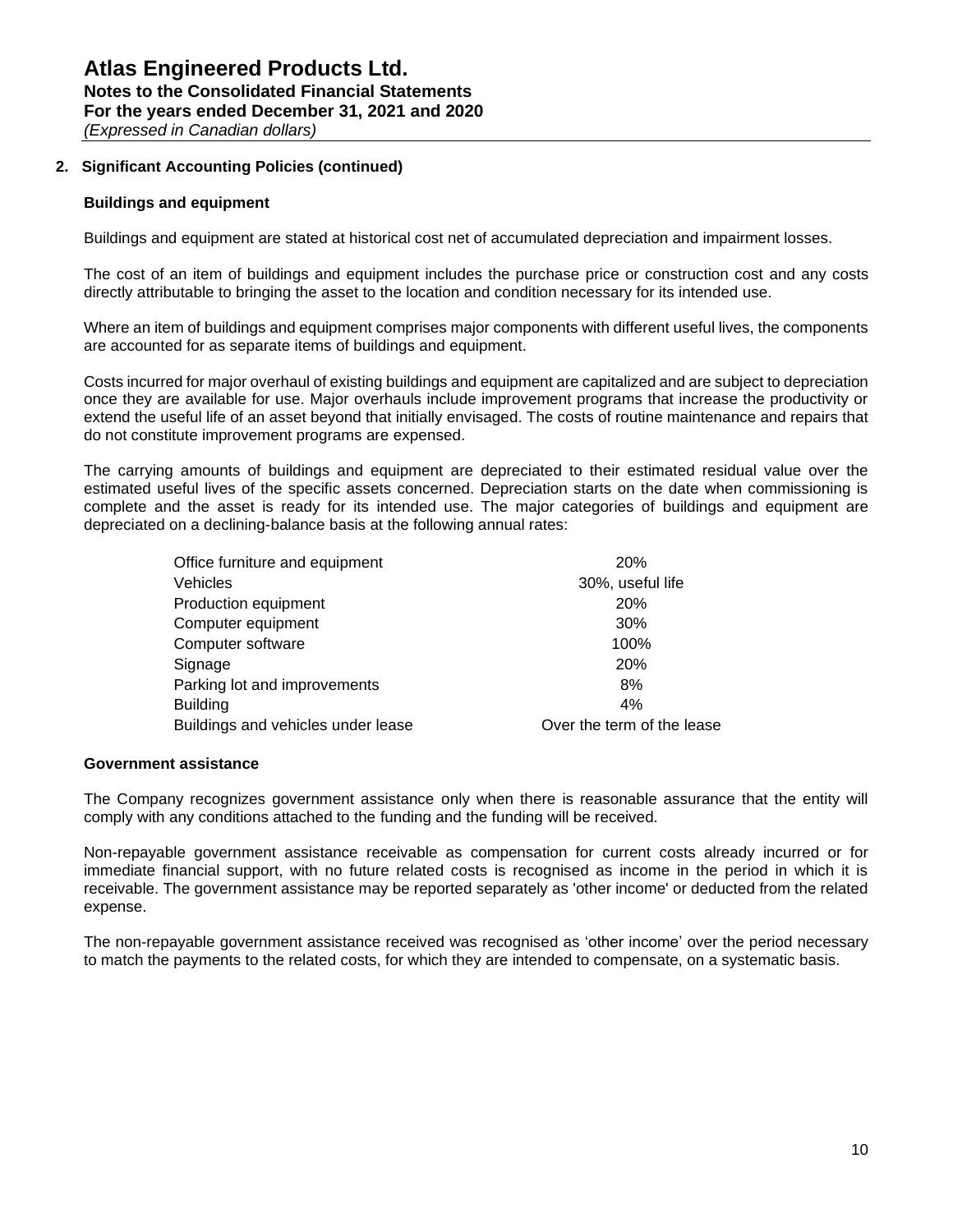# Atlas Engineered Products Ltd.

**Notes to the Consolidated Financial Statements**
**For the years ended December 31, 2021 and 2020**
*(Expressed in Canadian dollars)*

## 2. Significant Accounting Policies (continued)

### Buildings and equipment

Buildings and equipment are stated at historical cost net of accumulated depreciation and impairment losses.

The cost of an item of buildings and equipment includes the purchase price or construction cost and any costs directly attributable to bringing the asset to the location and condition necessary for its intended use.

Where an item of buildings and equipment comprises major components with different useful lives, the components are accounted for as separate items of buildings and equipment.

Costs incurred for major overhaul of existing buildings and equipment are capitalized and are subject to depreciation once they are available for use. Major overhauls include improvement programs that increase the productivity or extend the useful life of an asset beyond that initially envisaged. The costs of routine maintenance and repairs that do not constitute improvement programs are expensed.

The carrying amounts of buildings and equipment are depreciated to their estimated residual value over the estimated useful lives of the specific assets concerned. Depreciation starts on the date when commissioning is complete and the asset is ready for its intended use. The major categories of buildings and equipment are depreciated on a declining-balance basis at the following annual rates:

| | |
|---|---|
| Office furniture and equipment | 20% |
| Vehicles | 30%, useful life |
| Production equipment | 20% |
| Computer equipment | 30% |
| Computer software | 100% |
| Signage | 20% |
| Parking lot and improvements | 8% |
| Building | 4% |
| Buildings and vehicles under lease | Over the term of the lease |

### Government assistance

The Company recognizes government assistance only when there is reasonable assurance that the entity will comply with any conditions attached to the funding and the funding will be received.

Non-repayable government assistance receivable as compensation for current costs already incurred or for immediate financial support, with no future related costs is recognised as income in the period in which it is receivable. The government assistance may be reported separately as 'other income' or deducted from the related expense.

The non-repayable government assistance received was recognised as ‘other income’ over the period necessary to match the payments to the related costs, for which they are intended to compensate, on a systematic basis.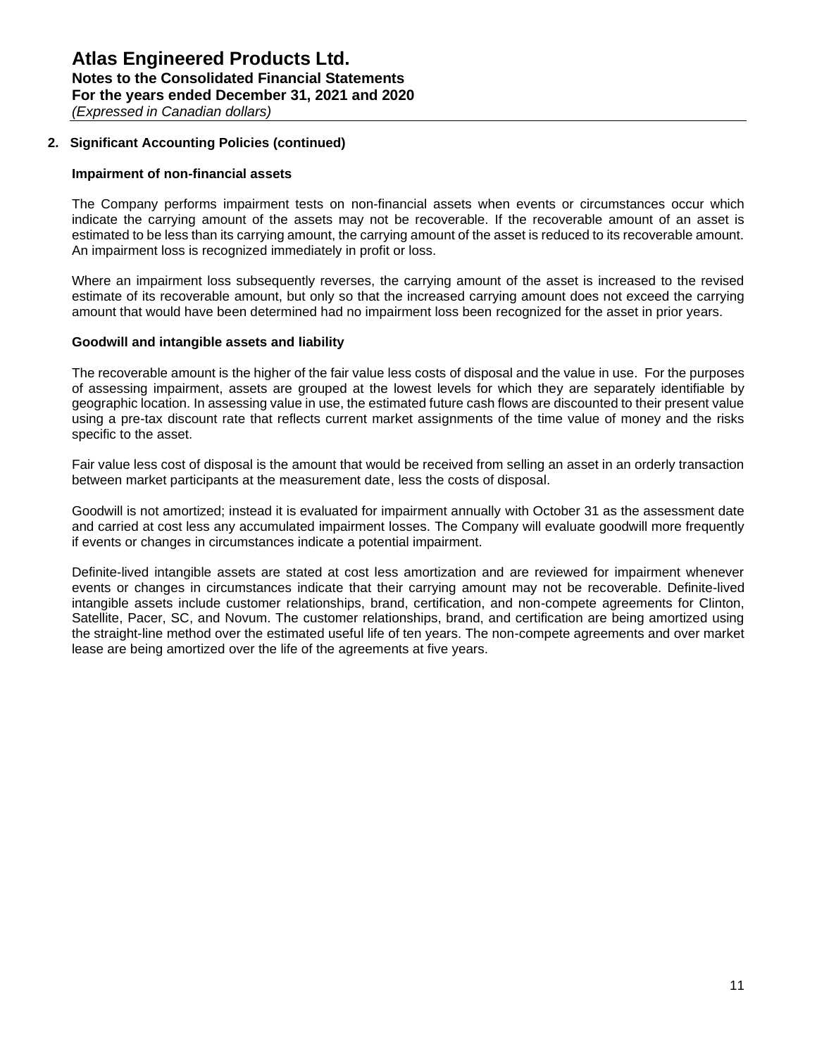## 2. Significant Accounting Policies (continued)

### Impairment of non-financial assets

The Company performs impairment tests on non-financial assets when events or circumstances occur which indicate the carrying amount of the assets may not be recoverable. If the recoverable amount of an asset is estimated to be less than its carrying amount, the carrying amount of the asset is reduced to its recoverable amount. An impairment loss is recognized immediately in profit or loss.

Where an impairment loss subsequently reverses, the carrying amount of the asset is increased to the revised estimate of its recoverable amount, but only so that the increased carrying amount does not exceed the carrying amount that would have been determined had no impairment loss been recognized for the asset in prior years.

### Goodwill and intangible assets and liability

The recoverable amount is the higher of the fair value less costs of disposal and the value in use. For the purposes of assessing impairment, assets are grouped at the lowest levels for which they are separately identifiable by geographic location. In assessing value in use, the estimated future cash flows are discounted to their present value using a pre-tax discount rate that reflects current market assignments of the time value of money and the risks specific to the asset.

Fair value less cost of disposal is the amount that would be received from selling an asset in an orderly transaction between market participants at the measurement date, less the costs of disposal.

Goodwill is not amortized; instead it is evaluated for impairment annually with October 31 as the assessment date and carried at cost less any accumulated impairment losses. The Company will evaluate goodwill more frequently if events or changes in circumstances indicate a potential impairment.

Definite-lived intangible assets are stated at cost less amortization and are reviewed for impairment whenever events or changes in circumstances indicate that their carrying amount may not be recoverable. Definite-lived intangible assets include customer relationships, brand, certification, and non-compete agreements for Clinton, Satellite, Pacer, SC, and Novum. The customer relationships, brand, and certification are being amortized using the straight-line method over the estimated useful life of ten years. The non-compete agreements and over market lease are being amortized over the life of the agreements at five years.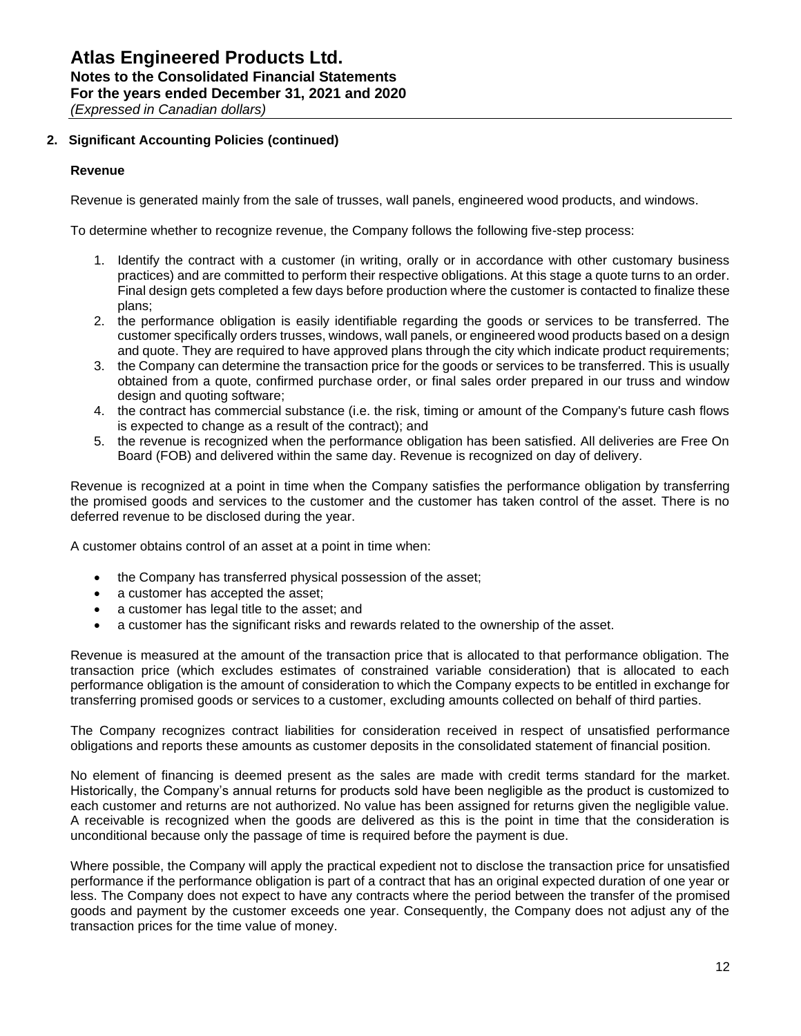## 2. Significant Accounting Policies (continued)

### Revenue

Revenue is generated mainly from the sale of trusses, wall panels, engineered wood products, and windows.

To determine whether to recognize revenue, the Company follows the following five-step process:

1. Identify the contract with a customer (in writing, orally or in accordance with other customary business practices) and are committed to perform their respective obligations. At this stage a quote turns to an order. Final design gets completed a few days before production where the customer is contacted to finalize these plans;
2. the performance obligation is easily identifiable regarding the goods or services to be transferred. The customer specifically orders trusses, windows, wall panels, or engineered wood products based on a design and quote. They are required to have approved plans through the city which indicate product requirements;
3. the Company can determine the transaction price for the goods or services to be transferred. This is usually obtained from a quote, confirmed purchase order, or final sales order prepared in our truss and window design and quoting software;
4. the contract has commercial substance (i.e. the risk, timing or amount of the Company's future cash flows is expected to change as a result of the contract); and
5. the revenue is recognized when the performance obligation has been satisfied. All deliveries are Free On Board (FOB) and delivered within the same day. Revenue is recognized on day of delivery.

Revenue is recognized at a point in time when the Company satisfies the performance obligation by transferring the promised goods and services to the customer and the customer has taken control of the asset. There is no deferred revenue to be disclosed during the year.

A customer obtains control of an asset at a point in time when:

- the Company has transferred physical possession of the asset;
- a customer has accepted the asset;
- a customer has legal title to the asset; and
- a customer has the significant risks and rewards related to the ownership of the asset.

Revenue is measured at the amount of the transaction price that is allocated to that performance obligation. The transaction price (which excludes estimates of constrained variable consideration) that is allocated to each performance obligation is the amount of consideration to which the Company expects to be entitled in exchange for transferring promised goods or services to a customer, excluding amounts collected on behalf of third parties.

The Company recognizes contract liabilities for consideration received in respect of unsatisfied performance obligations and reports these amounts as customer deposits in the consolidated statement of financial position.

No element of financing is deemed present as the sales are made with credit terms standard for the market. Historically, the Company's annual returns for products sold have been negligible as the product is customized to each customer and returns are not authorized. No value has been assigned for returns given the negligible value. A receivable is recognized when the goods are delivered as this is the point in time that the consideration is unconditional because only the passage of time is required before the payment is due.

Where possible, the Company will apply the practical expedient not to disclose the transaction price for unsatisfied performance if the performance obligation is part of a contract that has an original expected duration of one year or less. The Company does not expect to have any contracts where the period between the transfer of the promised goods and payment by the customer exceeds one year. Consequently, the Company does not adjust any of the transaction prices for the time value of money.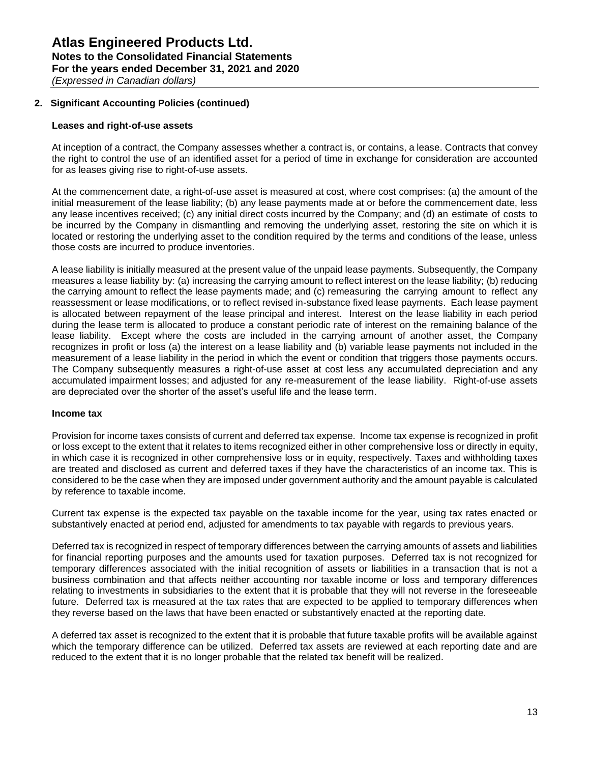## 2. Significant Accounting Policies (continued)

### Leases and right-of-use assets

At inception of a contract, the Company assesses whether a contract is, or contains, a lease. Contracts that convey the right to control the use of an identified asset for a period of time in exchange for consideration are accounted for as leases giving rise to right-of-use assets.

At the commencement date, a right-of-use asset is measured at cost, where cost comprises: (a) the amount of the initial measurement of the lease liability; (b) any lease payments made at or before the commencement date, less any lease incentives received; (c) any initial direct costs incurred by the Company; and (d) an estimate of costs to be incurred by the Company in dismantling and removing the underlying asset, restoring the site on which it is located or restoring the underlying asset to the condition required by the terms and conditions of the lease, unless those costs are incurred to produce inventories.

A lease liability is initially measured at the present value of the unpaid lease payments. Subsequently, the Company measures a lease liability by: (a) increasing the carrying amount to reflect interest on the lease liability; (b) reducing the carrying amount to reflect the lease payments made; and (c) remeasuring the carrying amount to reflect any reassessment or lease modifications, or to reflect revised in-substance fixed lease payments. Each lease payment is allocated between repayment of the lease principal and interest. Interest on the lease liability in each period during the lease term is allocated to produce a constant periodic rate of interest on the remaining balance of the lease liability. Except where the costs are included in the carrying amount of another asset, the Company recognizes in profit or loss (a) the interest on a lease liability and (b) variable lease payments not included in the measurement of a lease liability in the period in which the event or condition that triggers those payments occurs. The Company subsequently measures a right-of-use asset at cost less any accumulated depreciation and any accumulated impairment losses; and adjusted for any re-measurement of the lease liability. Right-of-use assets are depreciated over the shorter of the asset's useful life and the lease term.

### Income tax

Provision for income taxes consists of current and deferred tax expense. Income tax expense is recognized in profit or loss except to the extent that it relates to items recognized either in other comprehensive loss or directly in equity, in which case it is recognized in other comprehensive loss or in equity, respectively. Taxes and withholding taxes are treated and disclosed as current and deferred taxes if they have the characteristics of an income tax. This is considered to be the case when they are imposed under government authority and the amount payable is calculated by reference to taxable income.

Current tax expense is the expected tax payable on the taxable income for the year, using tax rates enacted or substantively enacted at period end, adjusted for amendments to tax payable with regards to previous years.

Deferred tax is recognized in respect of temporary differences between the carrying amounts of assets and liabilities for financial reporting purposes and the amounts used for taxation purposes. Deferred tax is not recognized for temporary differences associated with the initial recognition of assets or liabilities in a transaction that is not a business combination and that affects neither accounting nor taxable income or loss and temporary differences relating to investments in subsidiaries to the extent that it is probable that they will not reverse in the foreseeable future. Deferred tax is measured at the tax rates that are expected to be applied to temporary differences when they reverse based on the laws that have been enacted or substantively enacted at the reporting date.

A deferred tax asset is recognized to the extent that it is probable that future taxable profits will be available against which the temporary difference can be utilized. Deferred tax assets are reviewed at each reporting date and are reduced to the extent that it is no longer probable that the related tax benefit will be realized.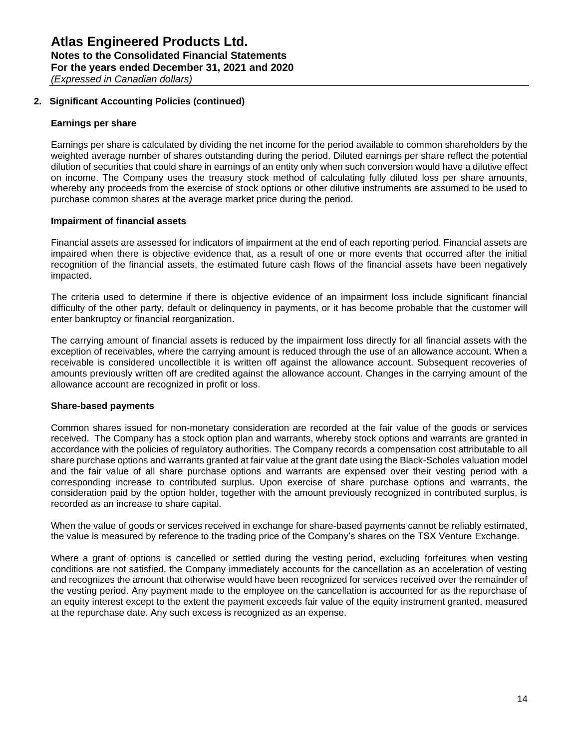## 2. Significant Accounting Policies (continued)

### Earnings per share

Earnings per share is calculated by dividing the net income for the period available to common shareholders by the weighted average number of shares outstanding during the period. Diluted earnings per share reflect the potential dilution of securities that could share in earnings of an entity only when such conversion would have a dilutive effect on income. The Company uses the treasury stock method of calculating fully diluted loss per share amounts, whereby any proceeds from the exercise of stock options or other dilutive instruments are assumed to be used to purchase common shares at the average market price during the period.

### Impairment of financial assets

Financial assets are assessed for indicators of impairment at the end of each reporting period. Financial assets are impaired when there is objective evidence that, as a result of one or more events that occurred after the initial recognition of the financial assets, the estimated future cash flows of the financial assets have been negatively impacted.

The criteria used to determine if there is objective evidence of an impairment loss include significant financial difficulty of the other party, default or delinquency in payments, or it has become probable that the customer will enter bankruptcy or financial reorganization.

The carrying amount of financial assets is reduced by the impairment loss directly for all financial assets with the exception of receivables, where the carrying amount is reduced through the use of an allowance account. When a receivable is considered uncollectible it is written off against the allowance account. Subsequent recoveries of amounts previously written off are credited against the allowance account. Changes in the carrying amount of the allowance account are recognized in profit or loss.

### Share-based payments

Common shares issued for non-monetary consideration are recorded at the fair value of the goods or services received. The Company has a stock option plan and warrants, whereby stock options and warrants are granted in accordance with the policies of regulatory authorities. The Company records a compensation cost attributable to all share purchase options and warrants granted at fair value at the grant date using the Black-Scholes valuation model and the fair value of all share purchase options and warrants are expensed over their vesting period with a corresponding increase to contributed surplus. Upon exercise of share purchase options and warrants, the consideration paid by the option holder, together with the amount previously recognized in contributed surplus, is recorded as an increase to share capital.

When the value of goods or services received in exchange for share-based payments cannot be reliably estimated, the value is measured by reference to the trading price of the Company's shares on the TSX Venture Exchange.

Where a grant of options is cancelled or settled during the vesting period, excluding forfeitures when vesting conditions are not satisfied, the Company immediately accounts for the cancellation as an acceleration of vesting and recognizes the amount that otherwise would have been recognized for services received over the remainder of the vesting period. Any payment made to the employee on the cancellation is accounted for as the repurchase of an equity interest except to the extent the payment exceeds fair value of the equity instrument granted, measured at the repurchase date. Any such excess is recognized as an expense.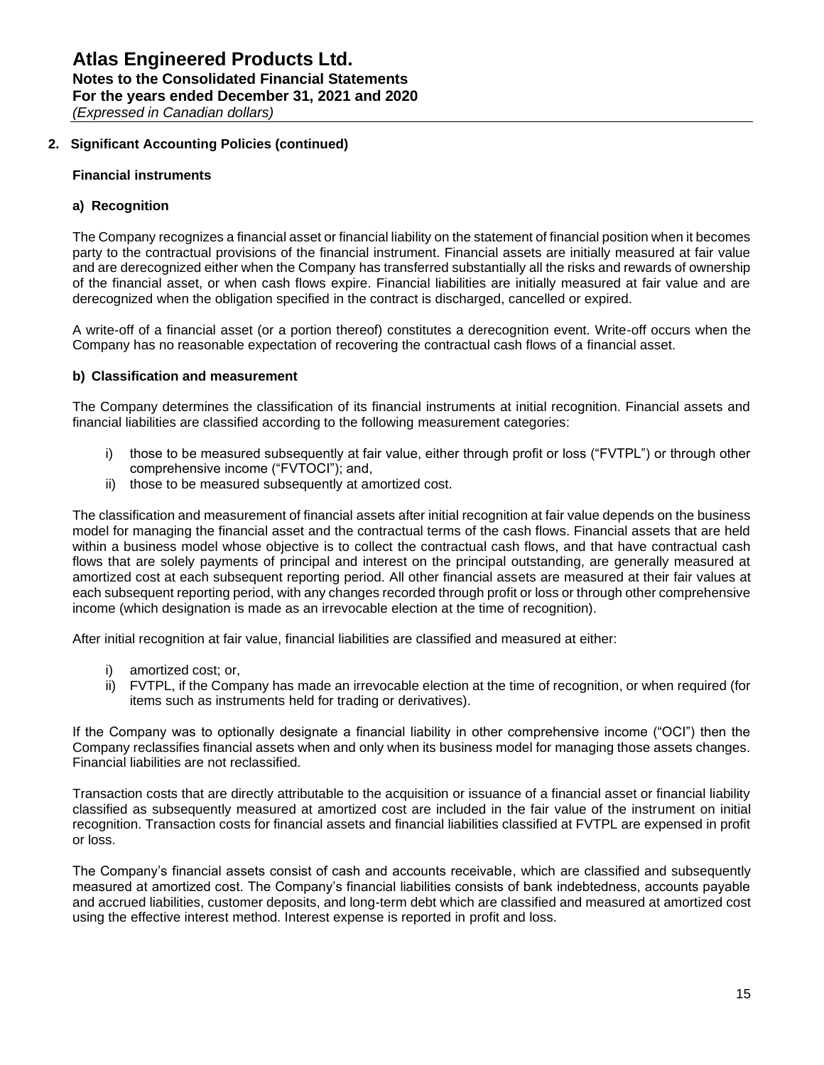## 2. Significant Accounting Policies (continued)

### Financial instruments

#### a) Recognition

The Company recognizes a financial asset or financial liability on the statement of financial position when it becomes party to the contractual provisions of the financial instrument. Financial assets are initially measured at fair value and are derecognized either when the Company has transferred substantially all the risks and rewards of ownership of the financial asset, or when cash flows expire. Financial liabilities are initially measured at fair value and are derecognized when the obligation specified in the contract is discharged, cancelled or expired.

A write-off of a financial asset (or a portion thereof) constitutes a derecognition event. Write-off occurs when the Company has no reasonable expectation of recovering the contractual cash flows of a financial asset.

#### b) Classification and measurement

The Company determines the classification of its financial instruments at initial recognition. Financial assets and financial liabilities are classified according to the following measurement categories:

i) those to be measured subsequently at fair value, either through profit or loss ("FVTPL") or through other comprehensive income ("FVTOCI"); and,
ii) those to be measured subsequently at amortized cost.

The classification and measurement of financial assets after initial recognition at fair value depends on the business model for managing the financial asset and the contractual terms of the cash flows. Financial assets that are held within a business model whose objective is to collect the contractual cash flows, and that have contractual cash flows that are solely payments of principal and interest on the principal outstanding, are generally measured at amortized cost at each subsequent reporting period. All other financial assets are measured at their fair values at each subsequent reporting period, with any changes recorded through profit or loss or through other comprehensive income (which designation is made as an irrevocable election at the time of recognition).

After initial recognition at fair value, financial liabilities are classified and measured at either:

i) amortized cost; or,
ii) FVTPL, if the Company has made an irrevocable election at the time of recognition, or when required (for items such as instruments held for trading or derivatives).

If the Company was to optionally designate a financial liability in other comprehensive income ("OCI") then the Company reclassifies financial assets when and only when its business model for managing those assets changes. Financial liabilities are not reclassified.

Transaction costs that are directly attributable to the acquisition or issuance of a financial asset or financial liability classified as subsequently measured at amortized cost are included in the fair value of the instrument on initial recognition. Transaction costs for financial assets and financial liabilities classified at FVTPL are expensed in profit or loss.

The Company's financial assets consist of cash and accounts receivable, which are classified and subsequently measured at amortized cost. The Company's financial liabilities consists of bank indebtedness, accounts payable and accrued liabilities, customer deposits, and long-term debt which are classified and measured at amortized cost using the effective interest method. Interest expense is reported in profit and loss.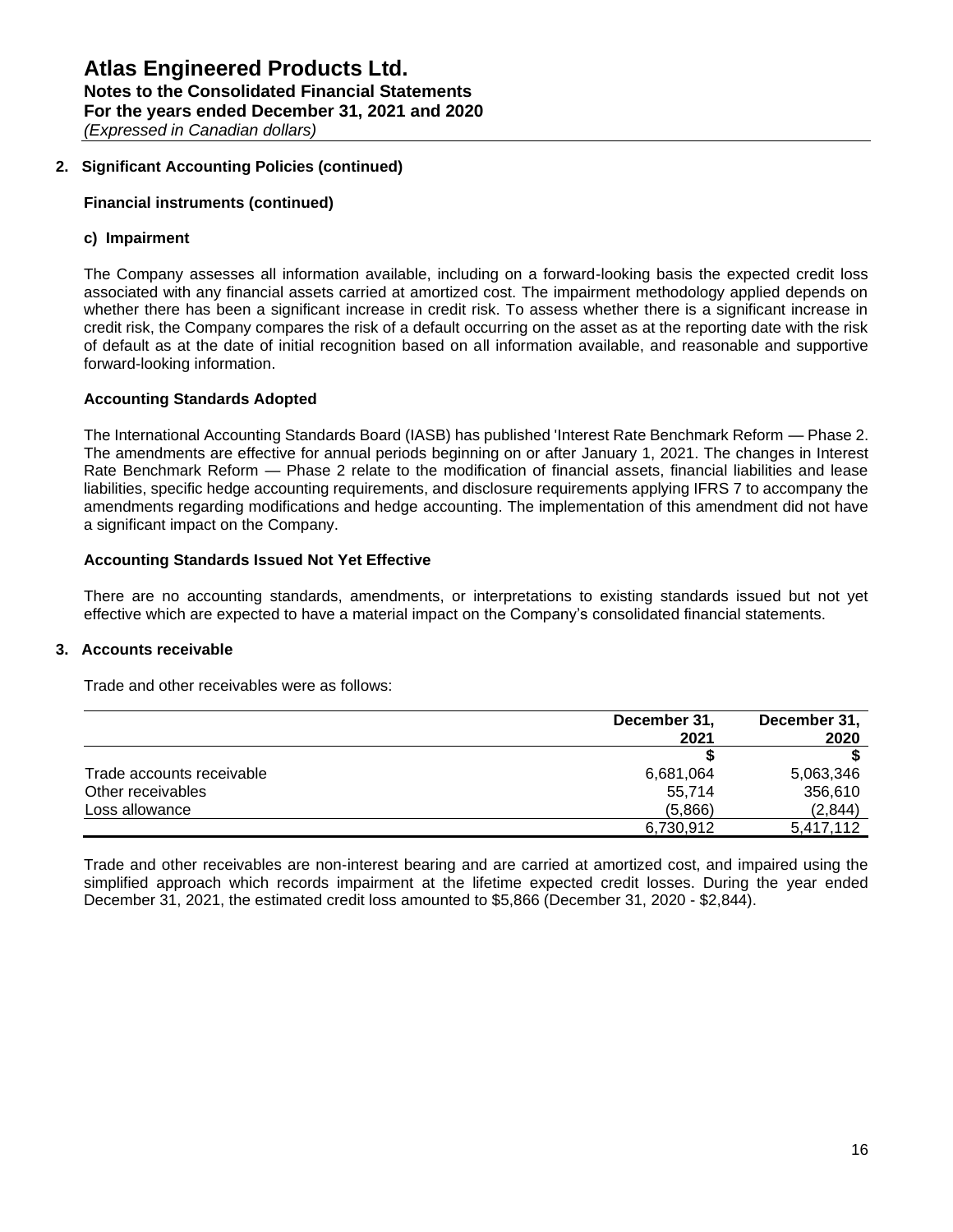## 2. Significant Accounting Policies (continued)

### Financial instruments (continued)

#### c) Impairment

The Company assesses all information available, including on a forward-looking basis the expected credit loss associated with any financial assets carried at amortized cost. The impairment methodology applied depends on whether there has been a significant increase in credit risk. To assess whether there is a significant increase in credit risk, the Company compares the risk of a default occurring on the asset as at the reporting date with the risk of default as at the date of initial recognition based on all information available, and reasonable and supportive forward-looking information.

### Accounting Standards Adopted

The International Accounting Standards Board (IASB) has published 'Interest Rate Benchmark Reform — Phase 2. The amendments are effective for annual periods beginning on or after January 1, 2021. The changes in Interest Rate Benchmark Reform — Phase 2 relate to the modification of financial assets, financial liabilities and lease liabilities, specific hedge accounting requirements, and disclosure requirements applying IFRS 7 to accompany the amendments regarding modifications and hedge accounting. The implementation of this amendment did not have a significant impact on the Company.

### Accounting Standards Issued Not Yet Effective

There are no accounting standards, amendments, or interpretations to existing standards issued but not yet effective which are expected to have a material impact on the Company's consolidated financial statements.

## 3. Accounts receivable

Trade and other receivables were as follows:

| | December 31, 2021 | December 31, 2020 |
|---|---|---|
| | $ | $ |
| Trade accounts receivable | 6,681,064 | 5,063,346 |
| Other receivables | 55,714 | 356,610 |
| Loss allowance | (5,866) | (2,844) |
| | 6,730,912 | 5,417,112 |

Trade and other receivables are non-interest bearing and are carried at amortized cost, and impaired using the simplified approach which records impairment at the lifetime expected credit losses. During the year ended December 31, 2021, the estimated credit loss amounted to $5,866 (December 31, 2020 - $2,844).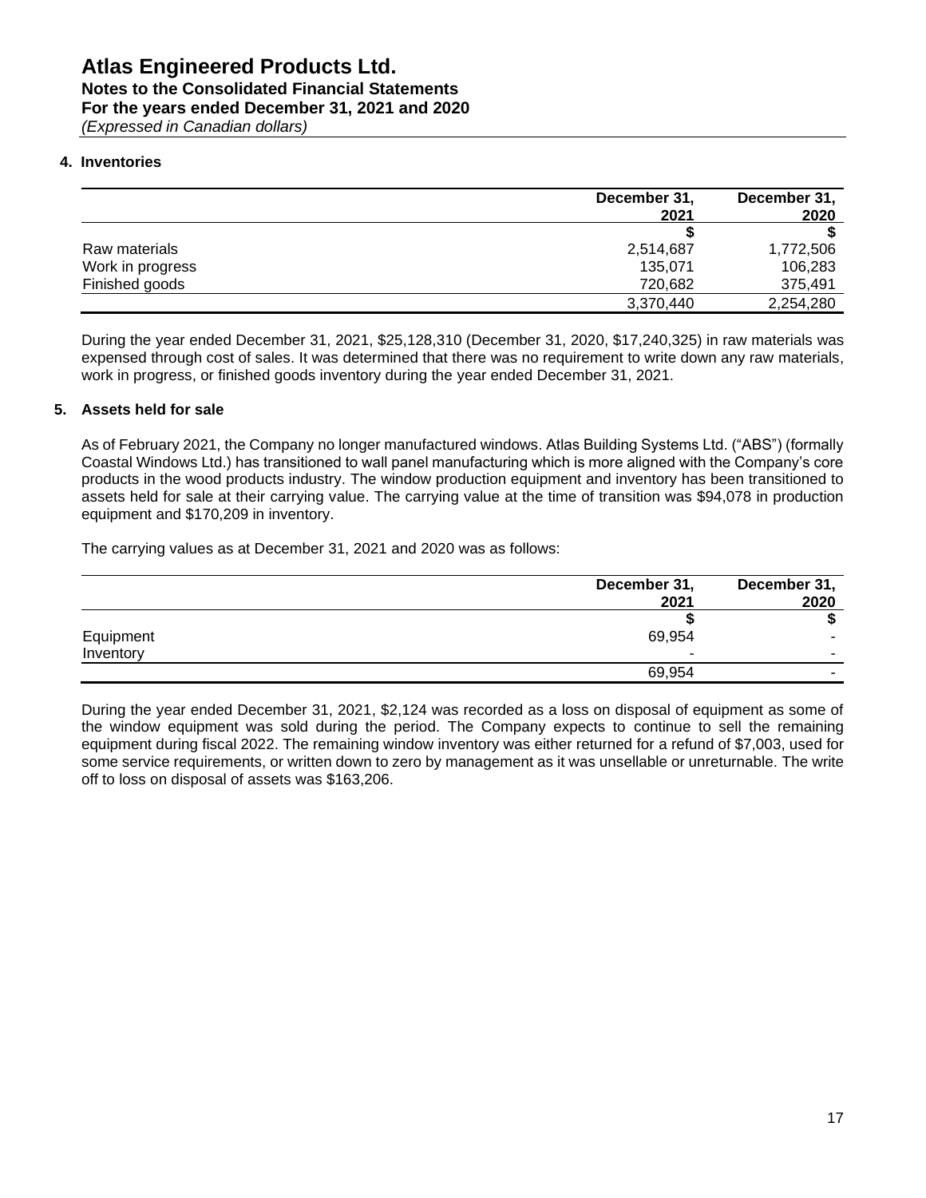# Atlas Engineered Products Ltd.
## Notes to the Consolidated Financial Statements
## For the years ended December 31, 2021 and 2020
*(Expressed in Canadian dollars)*

### 4. Inventories

| | December 31, 2021 | December 31, 2020 |
|---|---|---|
| | $ | $ |
| Raw materials | 2,514,687 | 1,772,506 |
| Work in progress | 135,071 | 106,283 |
| Finished goods | 720,682 | 375,491 |
| | 3,370,440 | 2,254,280 |

During the year ended December 31, 2021, $25,128,310 (December 31, 2020, $17,240,325) in raw materials was expensed through cost of sales. It was determined that there was no requirement to write down any raw materials, work in progress, or finished goods inventory during the year ended December 31, 2021.

### 5. Assets held for sale

As of February 2021, the Company no longer manufactured windows. Atlas Building Systems Ltd. ("ABS") (formally Coastal Windows Ltd.) has transitioned to wall panel manufacturing which is more aligned with the Company's core products in the wood products industry. The window production equipment and inventory has been transitioned to assets held for sale at their carrying value. The carrying value at the time of transition was $94,078 in production equipment and $170,209 in inventory.

The carrying values as at December 31, 2021 and 2020 was as follows:

| | December 31, 2021 | December 31, 2020 |
|---|---|---|
| | $ | $ |
| Equipment | 69,954 | - |
| Inventory | - | - |
| | 69,954 | - |

During the year ended December 31, 2021, $2,124 was recorded as a loss on disposal of equipment as some of the window equipment was sold during the period. The Company expects to continue to sell the remaining equipment during fiscal 2022. The remaining window inventory was either returned for a refund of $7,003, used for some service requirements, or written down to zero by management as it was unsellable or unreturnable. The write off to loss on disposal of assets was $163,206.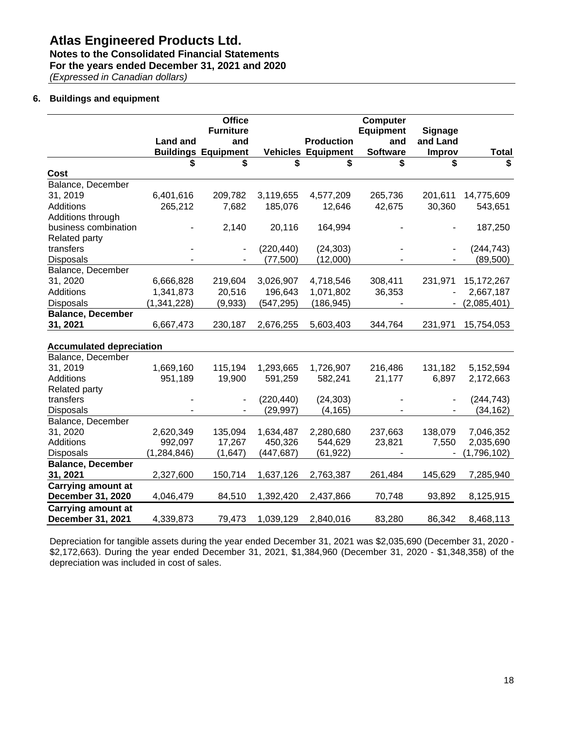# Atlas Engineered Products Ltd.

**Notes to the Consolidated Financial Statements**
**For the years ended December 31, 2021 and 2020**
*(Expressed in Canadian dollars)*

## 6. Buildings and equipment

| | Land and Buildings | Office Furniture and Equipment | Vehicles | Production Equipment | Computer Equipment and Software | Signage and Land Improv | Total |
|---|---|---|---|---|---|---|---|
| | $ | $ | $ | $ | $ | $ | $ |
| **Cost** | | | | | | | |
| Balance, December 31, 2019 | 6,401,616 | 209,782 | 3,119,655 | 4,577,209 | 265,736 | 201,611 | 14,775,609 |
| Additions | 265,212 | 7,682 | 185,076 | 12,646 | 42,675 | 30,360 | 543,651 |
| Additions through business combination | - | 2,140 | 20,116 | 164,994 | - | - | 187,250 |
| Related party transfers | - | - | (220,440) | (24,303) | - | - | (244,743) |
| Disposals | - | - | (77,500) | (12,000) | - | - | (89,500) |
| Balance, December 31, 2020 | 6,666,828 | 219,604 | 3,026,907 | 4,718,546 | 308,411 | 231,971 | 15,172,267 |
| Additions | 1,341,873 | 20,516 | 196,643 | 1,071,802 | 36,353 | - | 2,667,187 |
| Disposals | (1,341,228) | (9,933) | (547,295) | (186,945) | - | - | (2,085,401) |
| **Balance, December 31, 2021** | 6,667,473 | 230,187 | 2,676,255 | 5,603,403 | 344,764 | 231,971 | 15,754,053 |
| | | | | | | | |
| **Accumulated depreciation** | | | | | | | |
| Balance, December 31, 2019 | 1,669,160 | 115,194 | 1,293,665 | 1,726,907 | 216,486 | 131,182 | 5,152,594 |
| Additions | 951,189 | 19,900 | 591,259 | 582,241 | 21,177 | 6,897 | 2,172,663 |
| Related party transfers | - | - | (220,440) | (24,303) | - | - | (244,743) |
| Disposals | - | - | (29,997) | (4,165) | - | - | (34,162) |
| Balance, December 31, 2020 | 2,620,349 | 135,094 | 1,634,487 | 2,280,680 | 237,663 | 138,079 | 7,046,352 |
| Additions | 992,097 | 17,267 | 450,326 | 544,629 | 23,821 | 7,550 | 2,035,690 |
| Disposals | (1,284,846) | (1,647) | (447,687) | (61,922) | - | - | (1,796,102) |
| **Balance, December 31, 2021** | 2,327,600 | 150,714 | 1,637,126 | 2,763,387 | 261,484 | 145,629 | 7,285,940 |
| **Carrying amount at December 31, 2020** | 4,046,479 | 84,510 | 1,392,420 | 2,437,866 | 70,748 | 93,892 | 8,125,915 |
| **Carrying amount at December 31, 2021** | 4,339,873 | 79,473 | 1,039,129 | 2,840,016 | 83,280 | 86,342 | 8,468,113 |

Depreciation for tangible assets during the year ended December 31, 2021 was $2,035,690 (December 31, 2020 - $2,172,663). During the year ended December 31, 2021, $1,384,960 (December 31, 2020 - $1,348,358) of the depreciation was included in cost of sales.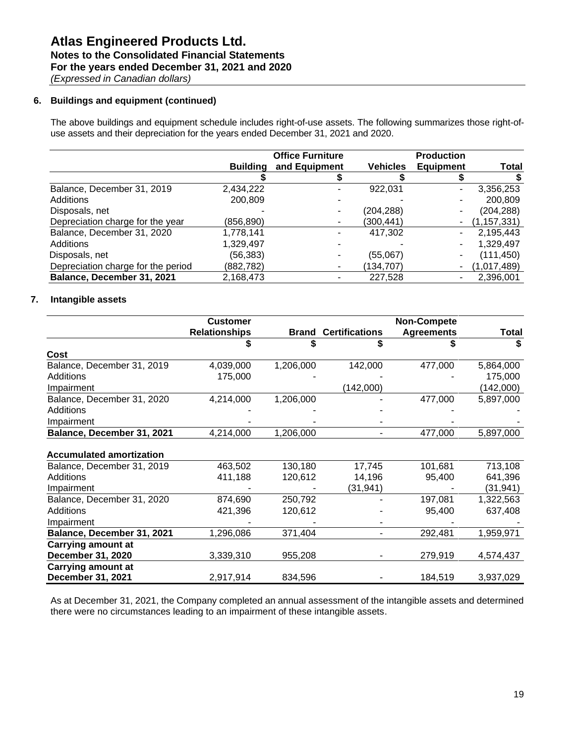# Atlas Engineered Products Ltd.

**Notes to the Consolidated Financial Statements**
**For the years ended December 31, 2021 and 2020**
*(Expressed in Canadian dollars)*

## 6. Buildings and equipment (continued)

The above buildings and equipment schedule includes right-of-use assets. The following summarizes those right-of-use assets and their depreciation for the years ended December 31, 2021 and 2020.

| | Building | Office Furniture and Equipment | Vehicles | Production Equipment | Total |
|---|---|---|---|---|---|
| | $ | $ | $ | $ | $ |
| Balance, December 31, 2019 | 2,434,222 | - | 922,031 | - | 3,356,253 |
| Additions | 200,809 | - | - | - | 200,809 |
| Disposals, net | - | - | (204,288) | - | (204,288) |
| Depreciation charge for the year | (856,890) | - | (300,441) | - | (1,157,331) |
| Balance, December 31, 2020 | 1,778,141 | - | 417,302 | - | 2,195,443 |
| Additions | 1,329,497 | - | - | - | 1,329,497 |
| Disposals, net | (56,383) | - | (55,067) | - | (111,450) |
| Depreciation charge for the period | (882,782) | - | (134,707) | - | (1,017,489) |
| **Balance, December 31, 2021** | 2,168,473 | - | 227,528 | - | 2,396,001 |

## 7. Intangible assets

| | Customer Relationships | Brand | Certifications | Non-Compete Agreements | Total |
|---|---|---|---|---|---|
| | $ | $ | $ | $ | $ |
| **Cost** | | | | | |
| Balance, December 31, 2019 | 4,039,000 | 1,206,000 | 142,000 | 477,000 | 5,864,000 |
| Additions | 175,000 | - | | - | 175,000 |
| Impairment | | | (142,000) | | (142,000) |
| Balance, December 31, 2020 | 4,214,000 | 1,206,000 | - | 477,000 | 5,897,000 |
| Additions | - | - | - | - | - |
| Impairment | - | - | - | - | - |
| **Balance, December 31, 2021** | 4,214,000 | 1,206,000 | - | 477,000 | 5,897,000 |
| **Accumulated amortization** | | | | | |
| Balance, December 31, 2019 | 463,502 | 130,180 | 17,745 | 101,681 | 713,108 |
| Additions | 411,188 | 120,612 | 14,196 | 95,400 | 641,396 |
| Impairment | - | - | (31,941) | - | (31,941) |
| Balance, December 31, 2020 | 874,690 | 250,792 | - | 197,081 | 1,322,563 |
| Additions | 421,396 | 120,612 | - | 95,400 | 637,408 |
| Impairment | - | - | - | - | - |
| **Balance, December 31, 2021** | 1,296,086 | 371,404 | - | 292,481 | 1,959,971 |
| **Carrying amount at December 31, 2020** | 3,339,310 | 955,208 | - | 279,919 | 4,574,437 |
| **Carrying amount at December 31, 2021** | 2,917,914 | 834,596 | - | 184,519 | 3,937,029 |

As at December 31, 2021, the Company completed an annual assessment of the intangible assets and determined there were no circumstances leading to an impairment of these intangible assets.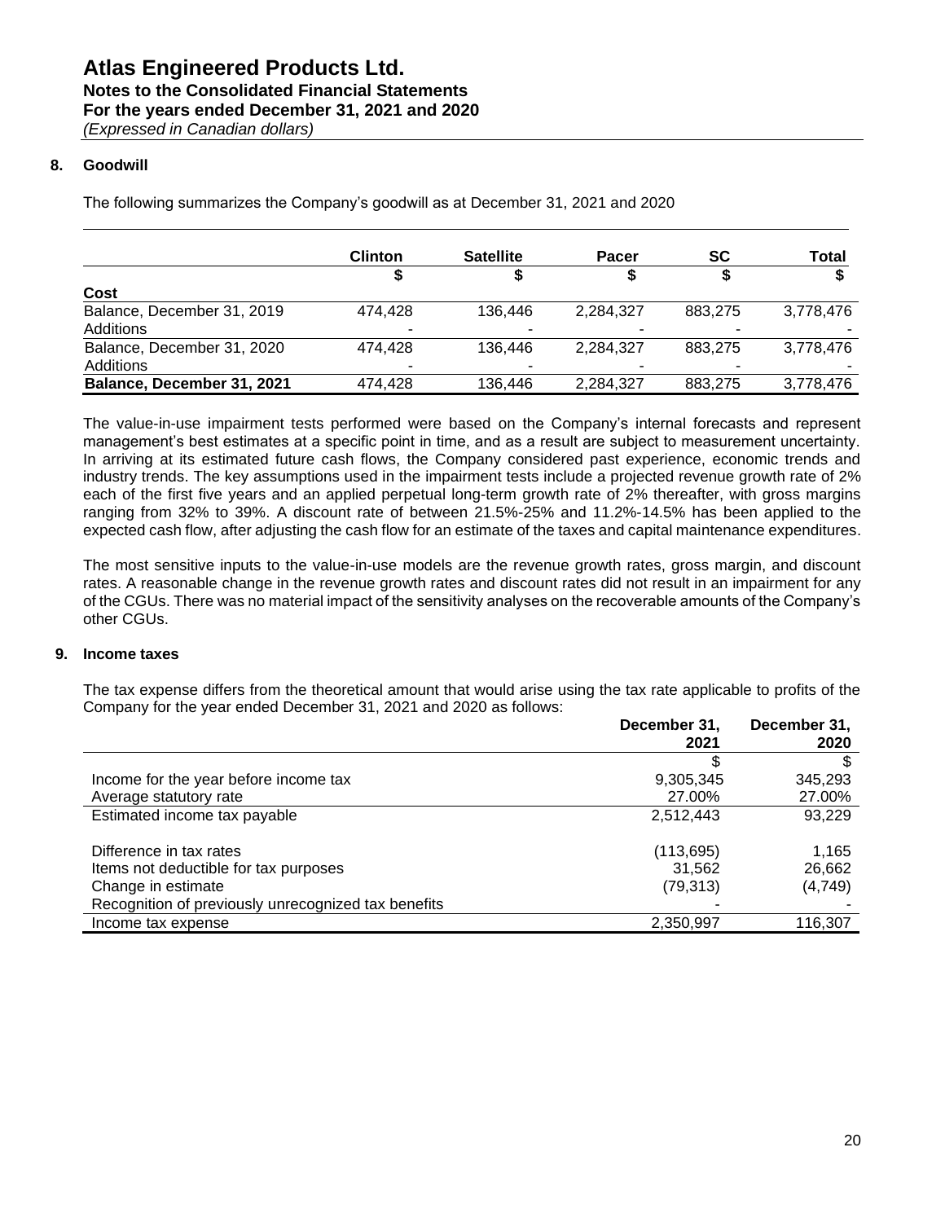# Atlas Engineered Products Ltd.
## Notes to the Consolidated Financial Statements
## For the years ended December 31, 2021 and 2020
*(Expressed in Canadian dollars)*

### 8. Goodwill

The following summarizes the Company's goodwill as at December 31, 2021 and 2020

| | Clinton | Satellite | Pacer | SC | Total |
|---|---|---|---|---|---|
| | $ | $ | $ | $ | $ |
| **Cost** | | | | | |
| Balance, December 31, 2019 | 474,428 | 136,446 | 2,284,327 | 883,275 | 3,778,476 |
| Additions | - | - | - | - | - |
| Balance, December 31, 2020 | 474,428 | 136,446 | 2,284,327 | 883,275 | 3,778,476 |
| Additions | - | - | - | - | - |
| **Balance, December 31, 2021** | 474,428 | 136,446 | 2,284,327 | 883,275 | 3,778,476 |

The value-in-use impairment tests performed were based on the Company's internal forecasts and represent management's best estimates at a specific point in time, and as a result are subject to measurement uncertainty. In arriving at its estimated future cash flows, the Company considered past experience, economic trends and industry trends. The key assumptions used in the impairment tests include a projected revenue growth rate of 2% each of the first five years and an applied perpetual long-term growth rate of 2% thereafter, with gross margins ranging from 32% to 39%. A discount rate of between 21.5%-25% and 11.2%-14.5% has been applied to the expected cash flow, after adjusting the cash flow for an estimate of the taxes and capital maintenance expenditures.

The most sensitive inputs to the value-in-use models are the revenue growth rates, gross margin, and discount rates. A reasonable change in the revenue growth rates and discount rates did not result in an impairment for any of the CGUs. There was no material impact of the sensitivity analyses on the recoverable amounts of the Company's other CGUs.

### 9. Income taxes

The tax expense differs from the theoretical amount that would arise using the tax rate applicable to profits of the Company for the year ended December 31, 2021 and 2020 as follows:

| | December 31, 2021 | December 31, 2020 |
|---|---|---|
| | $ | $ |
| Income for the year before income tax | 9,305,345 | 345,293 |
| Average statutory rate | 27.00% | 27.00% |
| Estimated income tax payable | 2,512,443 | 93,229 |
| | | |
| Difference in tax rates | (113,695) | 1,165 |
| Items not deductible for tax purposes | 31,562 | 26,662 |
| Change in estimate | (79,313) | (4,749) |
| Recognition of previously unrecognized tax benefits | - | - |
| Income tax expense | 2,350,997 | 116,307 |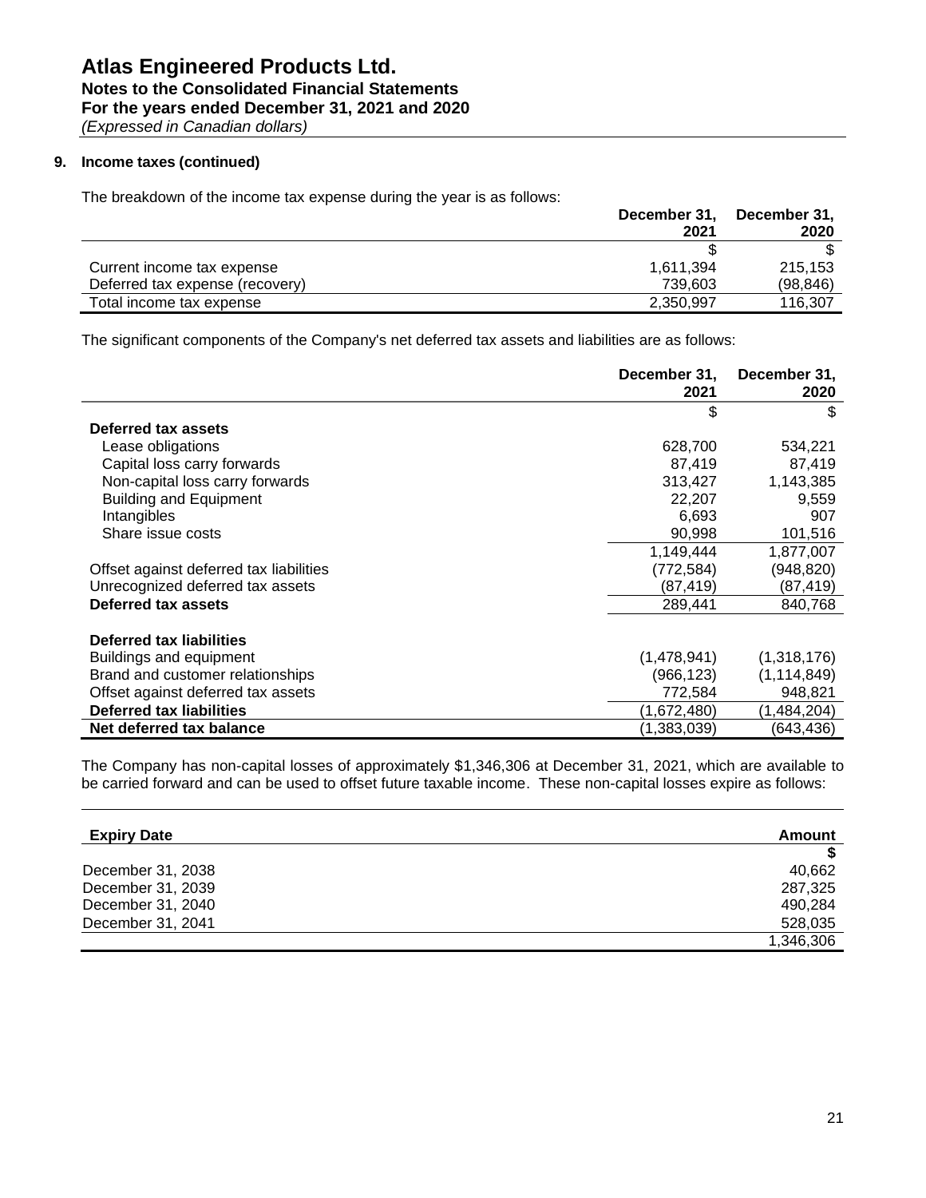# Atlas Engineered Products Ltd.
## Notes to the Consolidated Financial Statements
## For the years ended December 31, 2021 and 2020
*(Expressed in Canadian dollars)*

### 9. Income taxes (continued)

The breakdown of the income tax expense during the year is as follows:

| | December 31, 2021 | December 31, 2020 |
|---|---|---|
| | $ | $ |
| Current income tax expense | 1,611,394 | 215,153 |
| Deferred tax expense (recovery) | 739,603 | (98,846) |
| Total income tax expense | 2,350,997 | 116,307 |

The significant components of the Company's net deferred tax assets and liabilities are as follows:

| | December 31, 2021 | December 31, 2020 |
|---|---|---|
| | $ | $ |
| **Deferred tax assets** | | |
| Lease obligations | 628,700 | 534,221 |
| Capital loss carry forwards | 87,419 | 87,419 |
| Non-capital loss carry forwards | 313,427 | 1,143,385 |
| Building and Equipment | 22,207 | 9,559 |
| Intangibles | 6,693 | 907 |
| Share issue costs | 90,998 | 101,516 |
| | 1,149,444 | 1,877,007 |
| Offset against deferred tax liabilities | (772,584) | (948,820) |
| Unrecognized deferred tax assets | (87,419) | (87,419) |
| **Deferred tax assets** | 289,441 | 840,768 |
| | | |
| **Deferred tax liabilities** | | |
| Buildings and equipment | (1,478,941) | (1,318,176) |
| Brand and customer relationships | (966,123) | (1,114,849) |
| Offset against deferred tax assets | 772,584 | 948,821 |
| **Deferred tax liabilities** | (1,672,480) | (1,484,204) |
| **Net deferred tax balance** | (1,383,039) | (643,436) |

The Company has non-capital losses of approximately $1,346,306 at December 31, 2021, which are available to be carried forward and can be used to offset future taxable income. These non-capital losses expire as follows:

| Expiry Date | Amount |
|---|---|
| | $ |
| December 31, 2038 | 40,662 |
| December 31, 2039 | 287,325 |
| December 31, 2040 | 490,284 |
| December 31, 2041 | 528,035 |
| | 1,346,306 |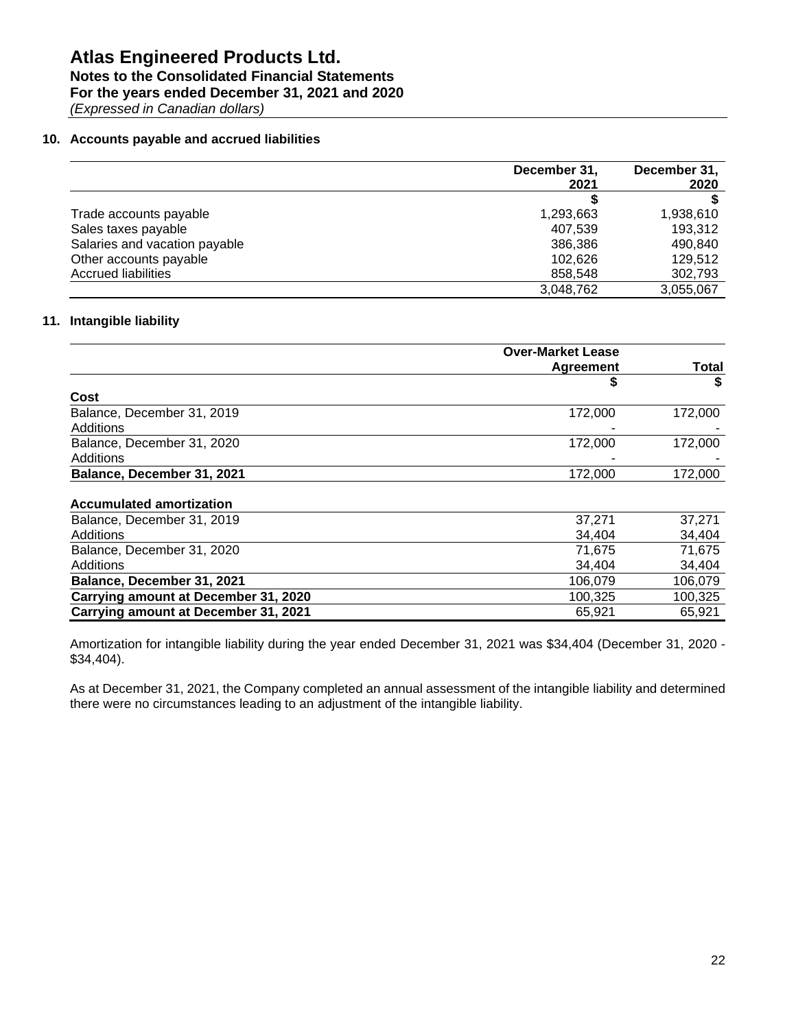# Atlas Engineered Products Ltd.
## Notes to the Consolidated Financial Statements
## For the years ended December 31, 2021 and 2020
*(Expressed in Canadian dollars)*

### 10. Accounts payable and accrued liabilities

| | December 31, 2021 | December 31, 2020 |
|---|---|---|
| | $ | $ |
| Trade accounts payable | 1,293,663 | 1,938,610 |
| Sales taxes payable | 407,539 | 193,312 |
| Salaries and vacation payable | 386,386 | 490,840 |
| Other accounts payable | 102,626 | 129,512 |
| Accrued liabilities | 858,548 | 302,793 |
| | 3,048,762 | 3,055,067 |

### 11. Intangible liability

| | Over-Market Lease Agreement | Total |
|---|---|---|
| | $ | $ |
| **Cost** | | |
| Balance, December 31, 2019 | 172,000 | 172,000 |
| Additions | - | - |
| Balance, December 31, 2020 | 172,000 | 172,000 |
| Additions | - | - |
| **Balance, December 31, 2021** | 172,000 | 172,000 |
| | | |
| **Accumulated amortization** | | |
| Balance, December 31, 2019 | 37,271 | 37,271 |
| Additions | 34,404 | 34,404 |
| Balance, December 31, 2020 | 71,675 | 71,675 |
| Additions | 34,404 | 34,404 |
| **Balance, December 31, 2021** | 106,079 | 106,079 |
| **Carrying amount at December 31, 2020** | 100,325 | 100,325 |
| **Carrying amount at December 31, 2021** | 65,921 | 65,921 |

Amortization for intangible liability during the year ended December 31, 2021 was $34,404 (December 31, 2020 - $34,404).

As at December 31, 2021, the Company completed an annual assessment of the intangible liability and determined there were no circumstances leading to an adjustment of the intangible liability.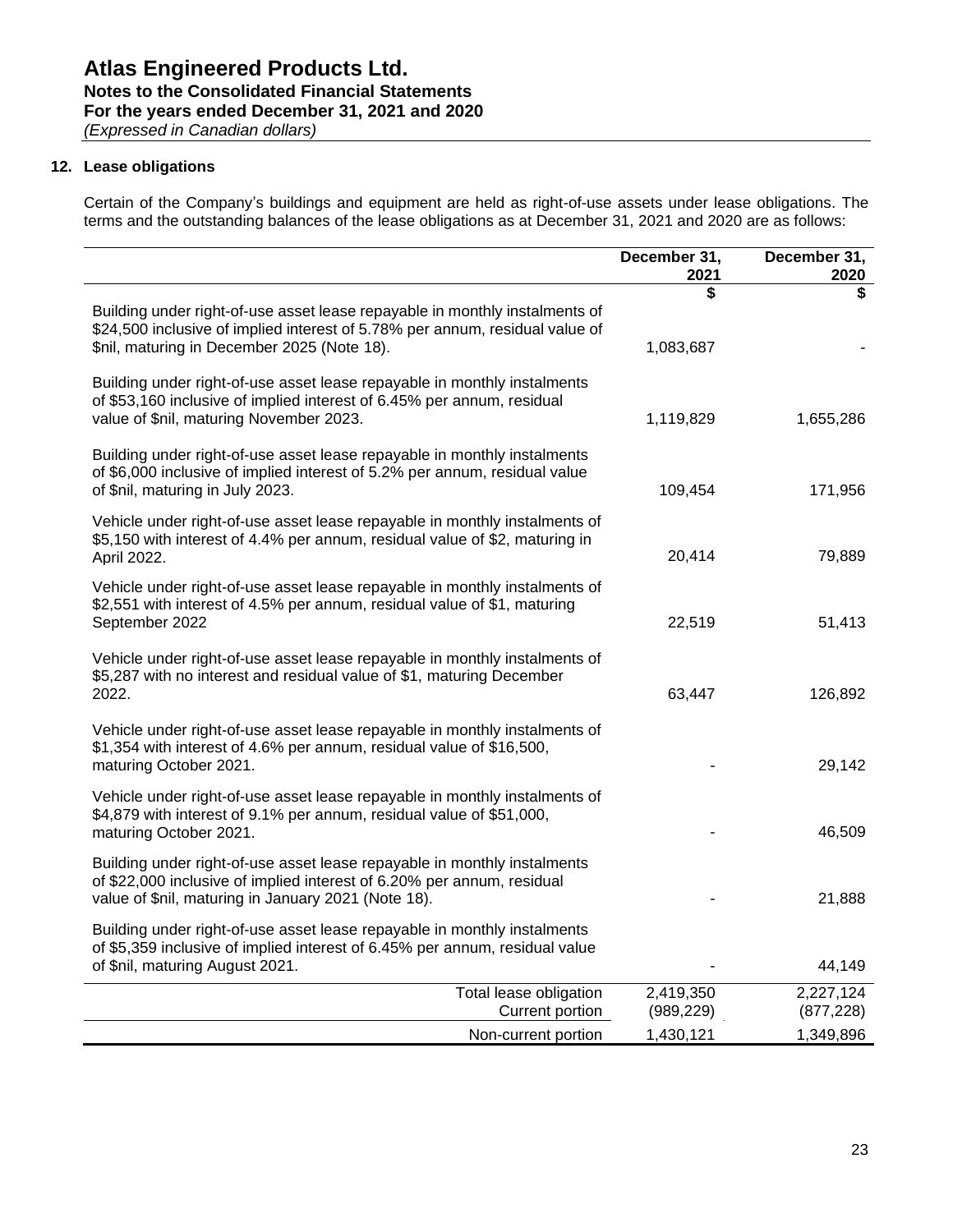## 12. Lease obligations

Certain of the Company's buildings and equipment are held as right-of-use assets under lease obligations. The terms and the outstanding balances of the lease obligations as at December 31, 2021 and 2020 are as follows:

| | December 31, 2021 | December 31, 2020 |
|---|---|---|
| | $ | $ |
| Building under right-of-use asset lease repayable in monthly instalments of $24,500 inclusive of implied interest of 5.78% per annum, residual value of $nil, maturing in December 2025 (Note 18). | 1,083,687 | - |
| Building under right-of-use asset lease repayable in monthly instalments of $53,160 inclusive of implied interest of 6.45% per annum, residual value of $nil, maturing November 2023. | 1,119,829 | 1,655,286 |
| Building under right-of-use asset lease repayable in monthly instalments of $6,000 inclusive of implied interest of 5.2% per annum, residual value of $nil, maturing in July 2023. | 109,454 | 171,956 |
| Vehicle under right-of-use asset lease repayable in monthly instalments of $5,150 with interest of 4.4% per annum, residual value of $2, maturing in April 2022. | 20,414 | 79,889 |
| Vehicle under right-of-use asset lease repayable in monthly instalments of $2,551 with interest of 4.5% per annum, residual value of $1, maturing September 2022 | 22,519 | 51,413 |
| Vehicle under right-of-use asset lease repayable in monthly instalments of $5,287 with no interest and residual value of $1, maturing December 2022. | 63,447 | 126,892 |
| Vehicle under right-of-use asset lease repayable in monthly instalments of $1,354 with interest of 4.6% per annum, residual value of $16,500, maturing October 2021. | - | 29,142 |
| Vehicle under right-of-use asset lease repayable in monthly instalments of $4,879 with interest of 9.1% per annum, residual value of $51,000, maturing October 2021. | - | 46,509 |
| Building under right-of-use asset lease repayable in monthly instalments of $22,000 inclusive of implied interest of 6.20% per annum, residual value of $nil, maturing in January 2021 (Note 18). | - | 21,888 |
| Building under right-of-use asset lease repayable in monthly instalments of $5,359 inclusive of implied interest of 6.45% per annum, residual value of $nil, maturing August 2021. | - | 44,149 |
| Total lease obligation | 2,419,350 | 2,227,124 |
| Current portion | (989,229) | (877,228) |
| Non-current portion | 1,430,121 | 1,349,896 |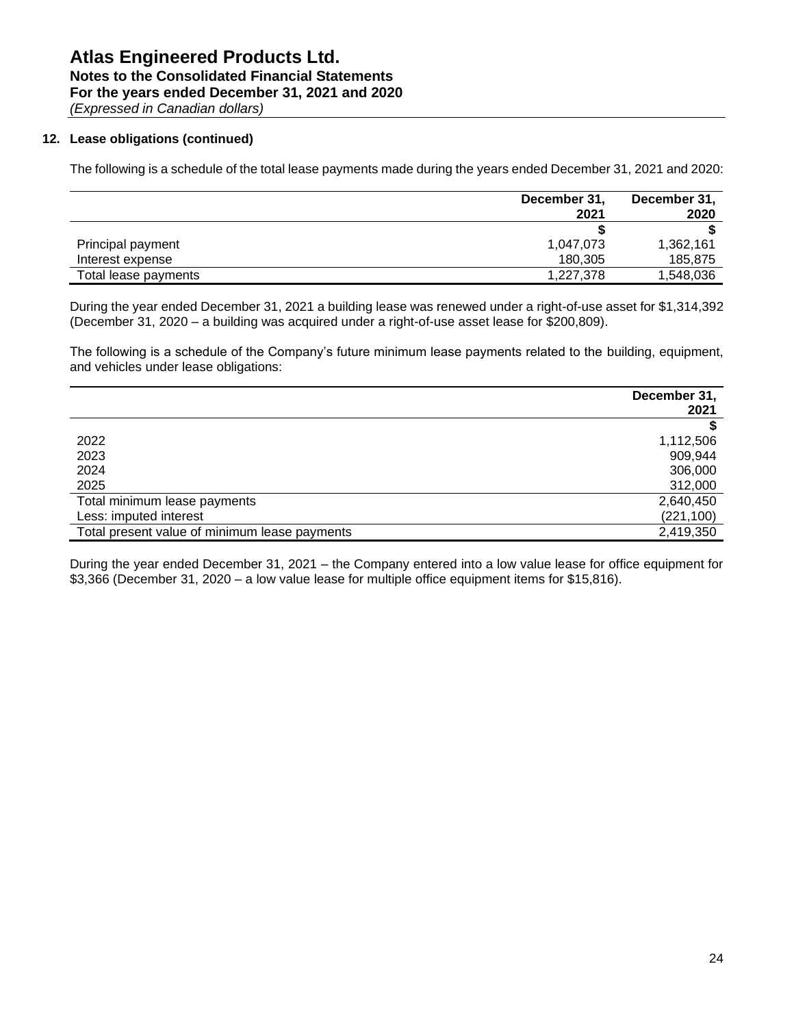# Atlas Engineered Products Ltd.
## Notes to the Consolidated Financial Statements
## For the years ended December 31, 2021 and 2020
*(Expressed in Canadian dollars)*

### 12. Lease obligations (continued)

The following is a schedule of the total lease payments made during the years ended December 31, 2021 and 2020:

| | December 31, 2021 | December 31, 2020 |
|---|---|---|
| | $ | $ |
| Principal payment | 1,047,073 | 1,362,161 |
| Interest expense | 180,305 | 185,875 |
| Total lease payments | 1,227,378 | 1,548,036 |

During the year ended December 31, 2021 a building lease was renewed under a right-of-use asset for $1,314,392 (December 31, 2020 – a building was acquired under a right-of-use asset lease for $200,809).

The following is a schedule of the Company's future minimum lease payments related to the building, equipment, and vehicles under lease obligations:

| | December 31, 2021 |
|---|---|
| | $ |
| 2022 | 1,112,506 |
| 2023 | 909,944 |
| 2024 | 306,000 |
| 2025 | 312,000 |
| Total minimum lease payments | 2,640,450 |
| Less: imputed interest | (221,100) |
| Total present value of minimum lease payments | 2,419,350 |

During the year ended December 31, 2021 – the Company entered into a low value lease for office equipment for $3,366 (December 31, 2020 – a low value lease for multiple office equipment items for $15,816).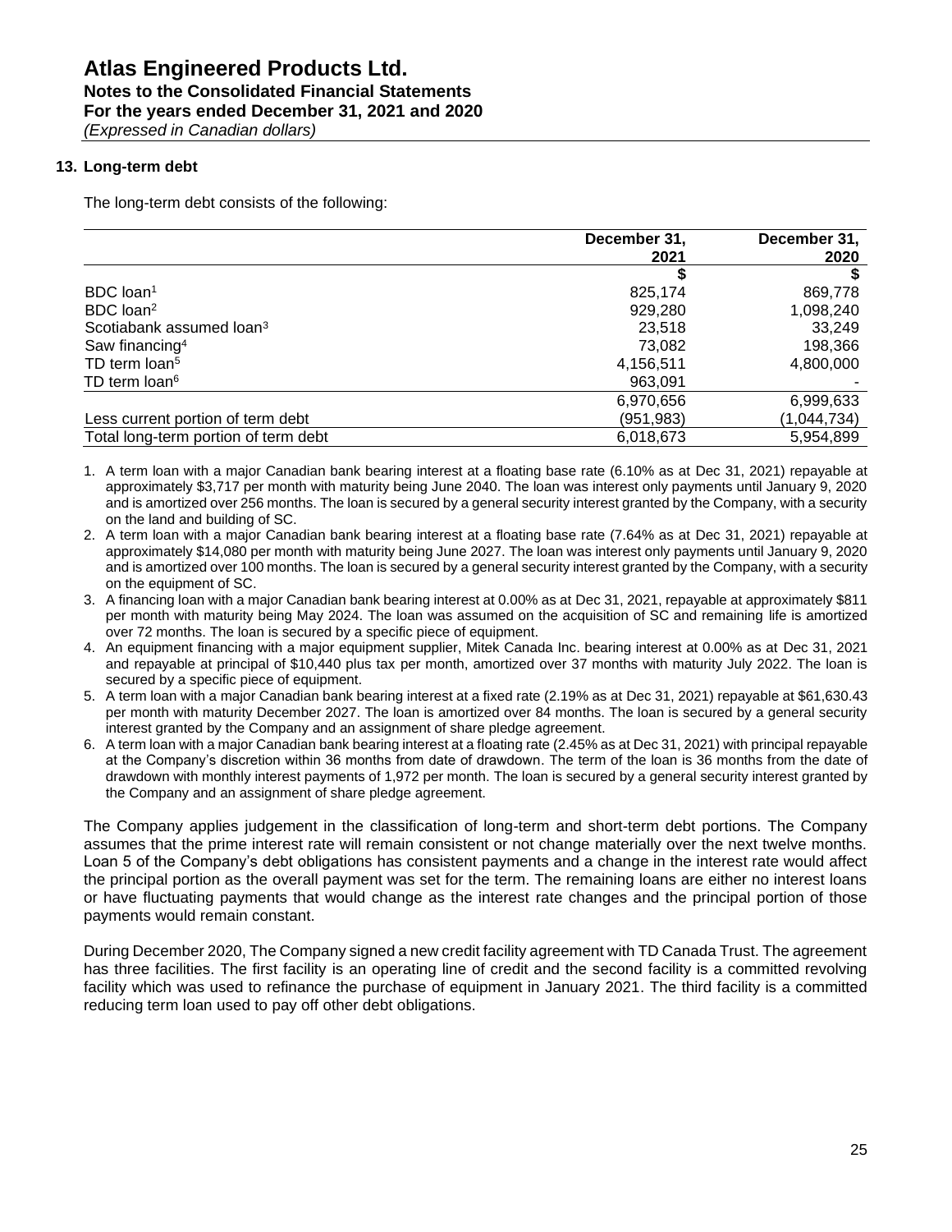# Atlas Engineered Products Ltd.

**Notes to the Consolidated Financial Statements**
**For the years ended December 31, 2021 and 2020**
*(Expressed in Canadian dollars)*

## 13. Long-term debt

The long-term debt consists of the following:

| | December 31, 2021 | December 31, 2020 |
|---|---|---|
| | $ | $ |
| BDC loan[1] | 825,174 | 869,778 |
| BDC loan[2] | 929,280 | 1,098,240 |
| Scotiabank assumed loan[3] | 23,518 | 33,249 |
| Saw financing[4] | 73,082 | 198,366 |
| TD term loan[5] | 4,156,511 | 4,800,000 |
| TD term loan[6] | 963,091 | - |
| | 6,970,656 | 6,999,633 |
| Less current portion of term debt | (951,983) | (1,044,734) |
| Total long-term portion of term debt | 6,018,673 | 5,954,899 |

1. A term loan with a major Canadian bank bearing interest at a floating base rate (6.10% as at Dec 31, 2021) repayable at approximately $3,717 per month with maturity being June 2040. The loan was interest only payments until January 9, 2020 and is amortized over 256 months. The loan is secured by a general security interest granted by the Company, with a security on the land and building of SC.
2. A term loan with a major Canadian bank bearing interest at a floating base rate (7.64% as at Dec 31, 2021) repayable at approximately $14,080 per month with maturity being June 2027. The loan was interest only payments until January 9, 2020 and is amortized over 100 months. The loan is secured by a general security interest granted by the Company, with a security on the equipment of SC.
3. A financing loan with a major Canadian bank bearing interest at 0.00% as at Dec 31, 2021, repayable at approximately $811 per month with maturity being May 2024. The loan was assumed on the acquisition of SC and remaining life is amortized over 72 months. The loan is secured by a specific piece of equipment.
4. An equipment financing with a major equipment supplier, Mitek Canada Inc. bearing interest at 0.00% as at Dec 31, 2021 and repayable at principal of $10,440 plus tax per month, amortized over 37 months with maturity July 2022. The loan is secured by a specific piece of equipment.
5. A term loan with a major Canadian bank bearing interest at a fixed rate (2.19% as at Dec 31, 2021) repayable at $61,630.43 per month with maturity December 2027. The loan is amortized over 84 months. The loan is secured by a general security interest granted by the Company and an assignment of share pledge agreement.
6. A term loan with a major Canadian bank bearing interest at a floating rate (2.45% as at Dec 31, 2021) with principal repayable at the Company's discretion within 36 months from date of drawdown. The term of the loan is 36 months from the date of drawdown with monthly interest payments of 1,972 per month. The loan is secured by a general security interest granted by the Company and an assignment of share pledge agreement.

The Company applies judgement in the classification of long-term and short-term debt portions. The Company assumes that the prime interest rate will remain consistent or not change materially over the next twelve months. Loan 5 of the Company's debt obligations has consistent payments and a change in the interest rate would affect the principal portion as the overall payment was set for the term. The remaining loans are either no interest loans or have fluctuating payments that would change as the interest rate changes and the principal portion of those payments would remain constant.

During December 2020, The Company signed a new credit facility agreement with TD Canada Trust. The agreement has three facilities. The first facility is an operating line of credit and the second facility is a committed revolving facility which was used to refinance the purchase of equipment in January 2021. The third facility is a committed reducing term loan used to pay off other debt obligations.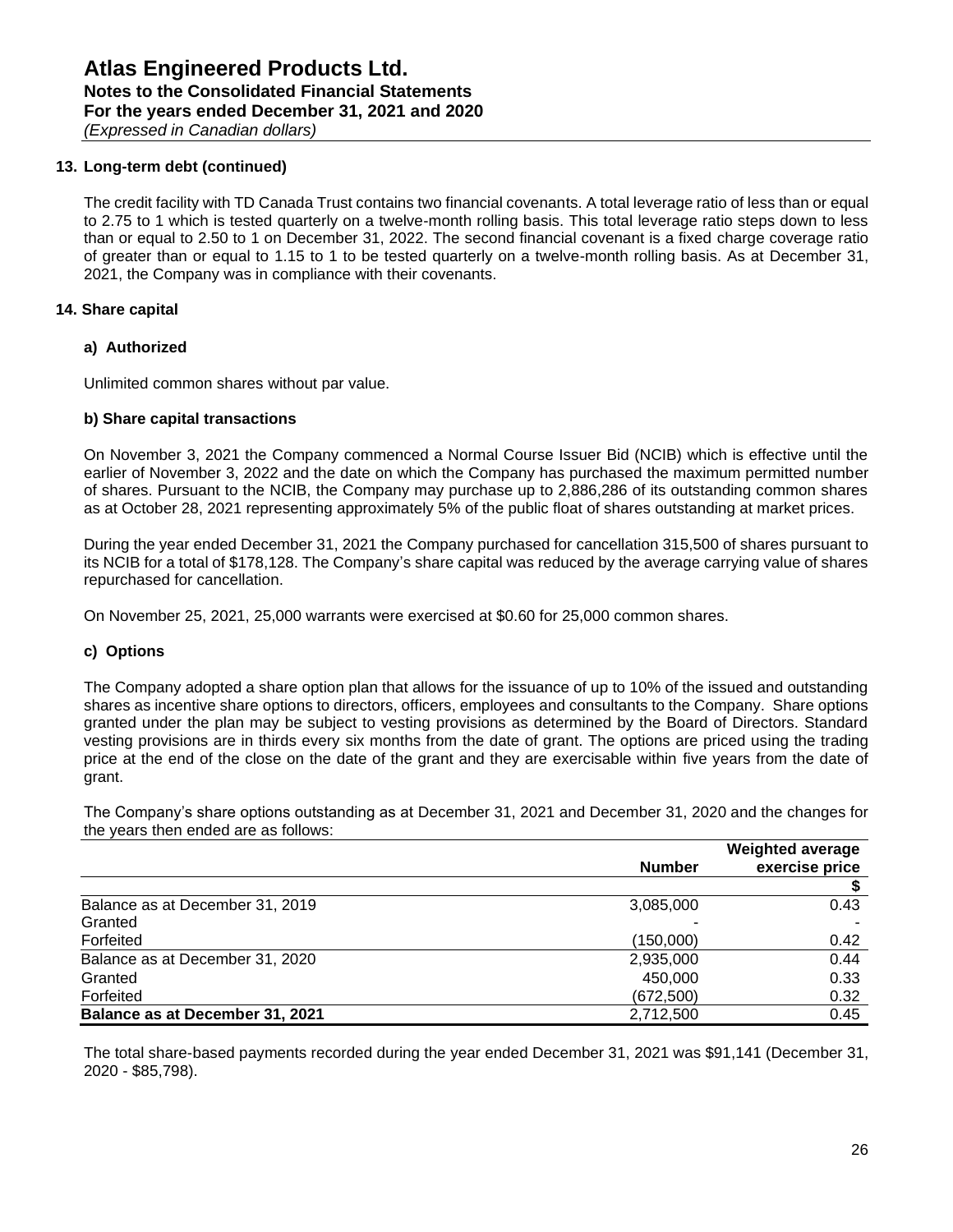# Atlas Engineered Products Ltd.
## Notes to the Consolidated Financial Statements
## For the years ended December 31, 2021 and 2020
*(Expressed in Canadian dollars)*

### 13. Long-term debt (continued)

The credit facility with TD Canada Trust contains two financial covenants. A total leverage ratio of less than or equal to 2.75 to 1 which is tested quarterly on a twelve-month rolling basis. This total leverage ratio steps down to less than or equal to 2.50 to 1 on December 31, 2022. The second financial covenant is a fixed charge coverage ratio of greater than or equal to 1.15 to 1 to be tested quarterly on a twelve-month rolling basis. As at December 31, 2021, the Company was in compliance with their covenants.

### 14. Share capital

#### a) Authorized

Unlimited common shares without par value.

#### b) Share capital transactions

On November 3, 2021 the Company commenced a Normal Course Issuer Bid (NCIB) which is effective until the earlier of November 3, 2022 and the date on which the Company has purchased the maximum permitted number of shares. Pursuant to the NCIB, the Company may purchase up to 2,886,286 of its outstanding common shares as at October 28, 2021 representing approximately 5% of the public float of shares outstanding at market prices.

During the year ended December 31, 2021 the Company purchased for cancellation 315,500 of shares pursuant to its NCIB for a total of $178,128. The Company's share capital was reduced by the average carrying value of shares repurchased for cancellation.

On November 25, 2021, 25,000 warrants were exercised at $0.60 for 25,000 common shares.

#### c) Options

The Company adopted a share option plan that allows for the issuance of up to 10% of the issued and outstanding shares as incentive share options to directors, officers, employees and consultants to the Company. Share options granted under the plan may be subject to vesting provisions as determined by the Board of Directors. Standard vesting provisions are in thirds every six months from the date of grant. The options are priced using the trading price at the end of the close on the date of the grant and they are exercisable within five years from the date of grant.

The Company's share options outstanding as at December 31, 2021 and December 31, 2020 and the changes for the years then ended are as follows:

| | Number | Weighted average exercise price |
|---|---|---|
| | | $ |
| Balance as at December 31, 2019 | 3,085,000 | 0.43 |
| Granted | - | - |
| Forfeited | (150,000) | 0.42 |
| Balance as at December 31, 2020 | 2,935,000 | 0.44 |
| Granted | 450,000 | 0.33 |
| Forfeited | (672,500) | 0.32 |
| **Balance as at December 31, 2021** | 2,712,500 | 0.45 |

The total share-based payments recorded during the year ended December 31, 2021 was $91,141 (December 31, 2020 - $85,798).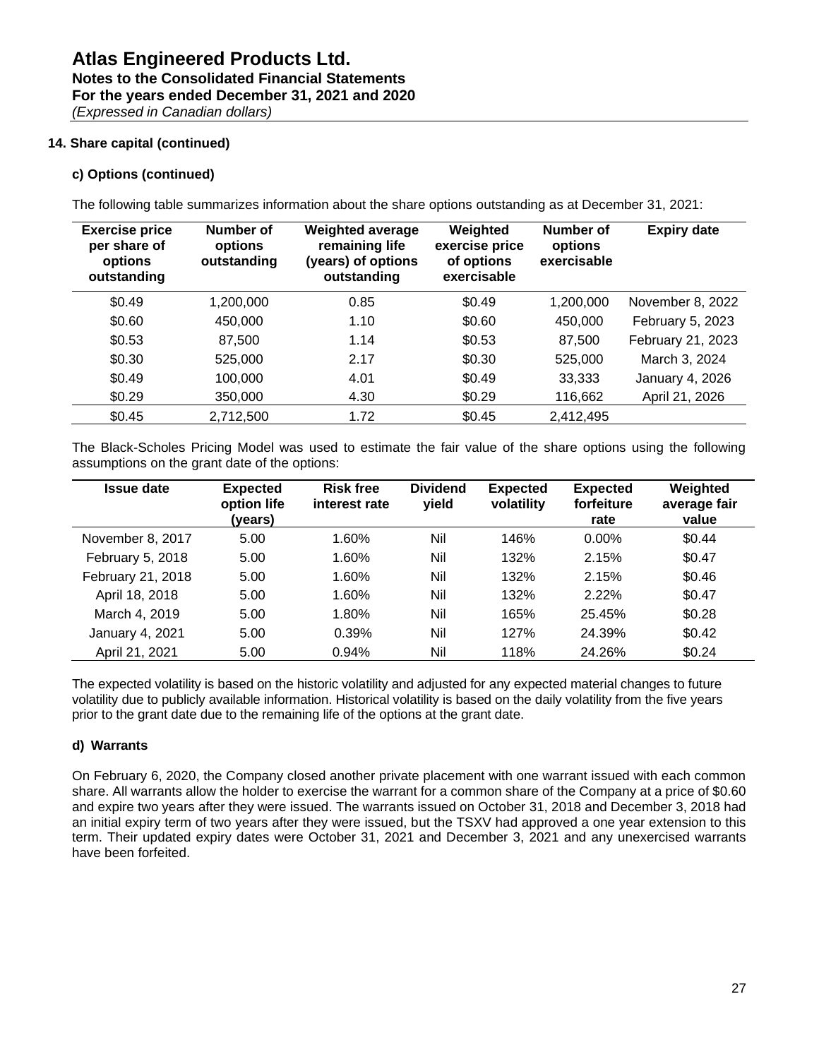## 14. Share capital (continued)

### c) Options (continued)

The following table summarizes information about the share options outstanding as at December 31, 2021:

| Exercise price per share of options outstanding | Number of options outstanding | Weighted average remaining life (years) of options outstanding | Weighted exercise price of options exercisable | Number of options exercisable | Expiry date |
|---|---|---|---|---|---|
| $0.49 | 1,200,000 | 0.85 | $0.49 | 1,200,000 | November 8, 2022 |
| $0.60 | 450,000 | 1.10 | $0.60 | 450,000 | February 5, 2023 |
| $0.53 | 87,500 | 1.14 | $0.53 | 87,500 | February 21, 2023 |
| $0.30 | 525,000 | 2.17 | $0.30 | 525,000 | March 3, 2024 |
| $0.49 | 100,000 | 4.01 | $0.49 | 33,333 | January 4, 2026 |
| $0.29 | 350,000 | 4.30 | $0.29 | 116,662 | April 21, 2026 |
| $0.45 | 2,712,500 | 1.72 | $0.45 | 2,412,495 | |

The Black-Scholes Pricing Model was used to estimate the fair value of the share options using the following assumptions on the grant date of the options:

| Issue date | Expected option life (years) | Risk free interest rate | Dividend yield | Expected volatility | Expected forfeiture rate | Weighted average fair value |
|---|---|---|---|---|---|---|
| November 8, 2017 | 5.00 | 1.60% | Nil | 146% | 0.00% | $0.44 |
| February 5, 2018 | 5.00 | 1.60% | Nil | 132% | 2.15% | $0.47 |
| February 21, 2018 | 5.00 | 1.60% | Nil | 132% | 2.15% | $0.46 |
| April 18, 2018 | 5.00 | 1.60% | Nil | 132% | 2.22% | $0.47 |
| March 4, 2019 | 5.00 | 1.80% | Nil | 165% | 25.45% | $0.28 |
| January 4, 2021 | 5.00 | 0.39% | Nil | 127% | 24.39% | $0.42 |
| April 21, 2021 | 5.00 | 0.94% | Nil | 118% | 24.26% | $0.24 |

The expected volatility is based on the historic volatility and adjusted for any expected material changes to future volatility due to publicly available information. Historical volatility is based on the daily volatility from the five years prior to the grant date due to the remaining life of the options at the grant date.

### d) Warrants

On February 6, 2020, the Company closed another private placement with one warrant issued with each common share. All warrants allow the holder to exercise the warrant for a common share of the Company at a price of $0.60 and expire two years after they were issued. The warrants issued on October 31, 2018 and December 3, 2018 had an initial expiry term of two years after they were issued, but the TSXV had approved a one year extension to this term. Their updated expiry dates were October 31, 2021 and December 3, 2021 and any unexercised warrants have been forfeited.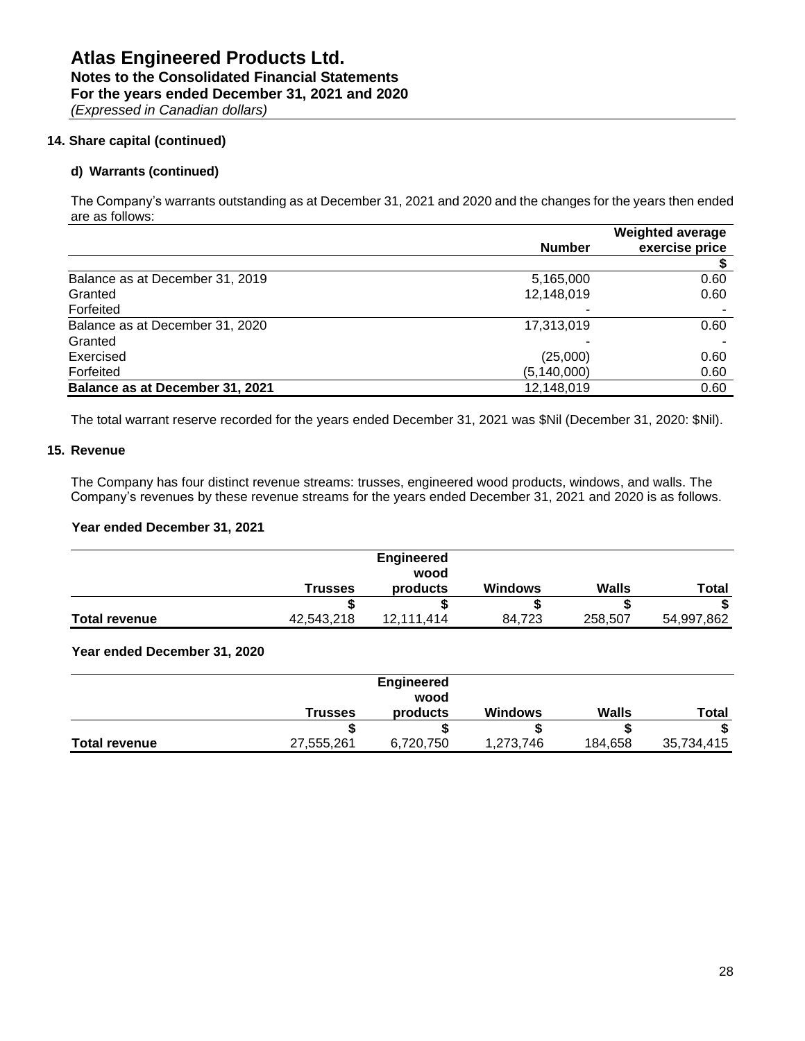# Atlas Engineered Products Ltd.
## Notes to the Consolidated Financial Statements
## For the years ended December 31, 2021 and 2020
*(Expressed in Canadian dollars)*

**14. Share capital (continued)**

**d) Warrants (continued)**

The Company's warrants outstanding as at December 31, 2021 and 2020 and the changes for the years then ended are as follows:

| | Number | Weighted average exercise price |
|---|---|---|
| | | $ |
| Balance as at December 31, 2019 | 5,165,000 | 0.60 |
| Granted | 12,148,019 | 0.60 |
| Forfeited | - | - |
| Balance as at December 31, 2020 | 17,313,019 | 0.60 |
| Granted | - | - |
| Exercised | (25,000) | 0.60 |
| Forfeited | (5,140,000) | 0.60 |
| **Balance as at December 31, 2021** | 12,148,019 | 0.60 |

The total warrant reserve recorded for the years ended December 31, 2021 was $Nil (December 31, 2020: $Nil).

**15. Revenue**

The Company has four distinct revenue streams: trusses, engineered wood products, windows, and walls. The Company's revenues by these revenue streams for the years ended December 31, 2021 and 2020 is as follows.

**Year ended December 31, 2021**

| | Trusses | Engineered wood products | Windows | Walls | Total |
|---|---|---|---|---|---|
| | $ | $ | $ | $ | $ |
| **Total revenue** | 42,543,218 | 12,111,414 | 84,723 | 258,507 | 54,997,862 |

**Year ended December 31, 2020**

| | Trusses | Engineered wood products | Windows | Walls | Total |
|---|---|---|---|---|---|
| | $ | $ | $ | $ | $ |
| **Total revenue** | 27,555,261 | 6,720,750 | 1,273,746 | 184,658 | 35,734,415 |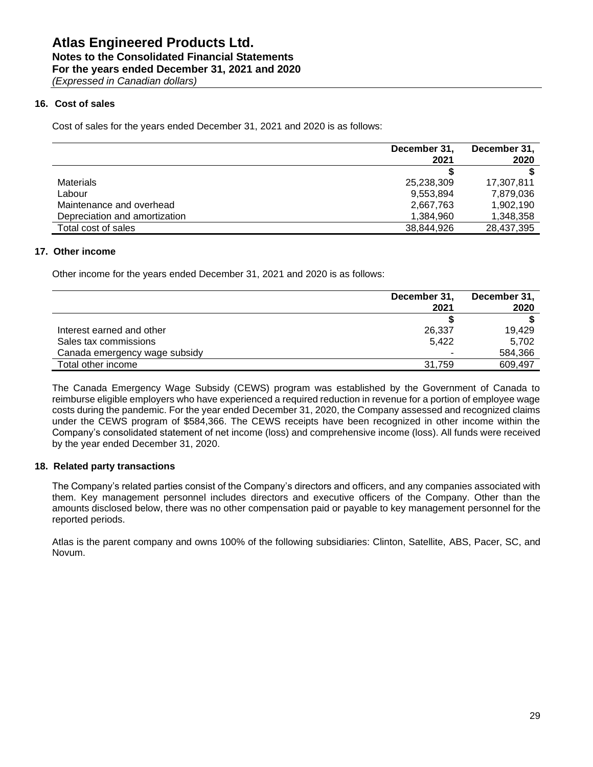# Atlas Engineered Products Ltd.
### Notes to the Consolidated Financial Statements
### For the years ended December 31, 2021 and 2020
*(Expressed in Canadian dollars)*

## 16. Cost of sales

Cost of sales for the years ended December 31, 2021 and 2020 is as follows:

| | December 31, 2021 | December 31, 2020 |
|---|---:|---:|
| | $ | $ |
| Materials | 25,238,309 | 17,307,811 |
| Labour | 9,553,894 | 7,879,036 |
| Maintenance and overhead | 2,667,763 | 1,902,190 |
| Depreciation and amortization | 1,384,960 | 1,348,358 |
| Total cost of sales | 38,844,926 | 28,437,395 |

## 17. Other income

Other income for the years ended December 31, 2021 and 2020 is as follows:

| | December 31, 2021 | December 31, 2020 |
|---|---:|---:|
| | $ | $ |
| Interest earned and other | 26,337 | 19,429 |
| Sales tax commissions | 5,422 | 5,702 |
| Canada emergency wage subsidy | - | 584,366 |
| Total other income | 31,759 | 609,497 |

The Canada Emergency Wage Subsidy (CEWS) program was established by the Government of Canada to reimburse eligible employers who have experienced a required reduction in revenue for a portion of employee wage costs during the pandemic. For the year ended December 31, 2020, the Company assessed and recognized claims under the CEWS program of $584,366. The CEWS receipts have been recognized in other income within the Company's consolidated statement of net income (loss) and comprehensive income (loss). All funds were received by the year ended December 31, 2020.

## 18. Related party transactions

The Company's related parties consist of the Company's directors and officers, and any companies associated with them. Key management personnel includes directors and executive officers of the Company. Other than the amounts disclosed below, there was no other compensation paid or payable to key management personnel for the reported periods.

Atlas is the parent company and owns 100% of the following subsidiaries: Clinton, Satellite, ABS, Pacer, SC, and Novum.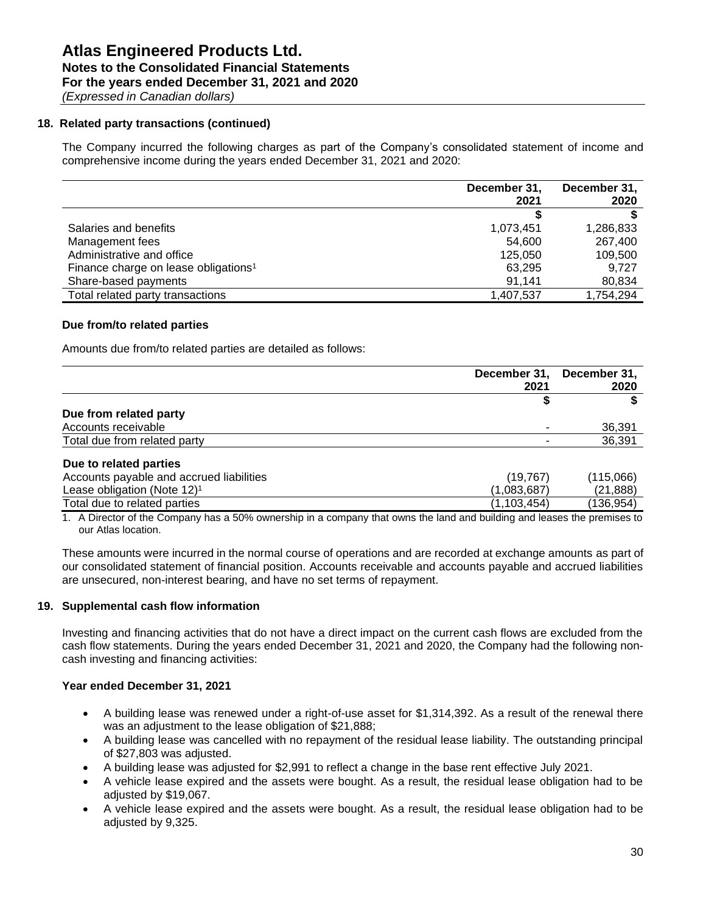# Atlas Engineered Products Ltd.

**Notes to the Consolidated Financial Statements**
**For the years ended December 31, 2021 and 2020**
*(Expressed in Canadian dollars)*

## 18. Related party transactions (continued)

The Company incurred the following charges as part of the Company's consolidated statement of income and comprehensive income during the years ended December 31, 2021 and 2020:

| | December 31, 2021 | December 31, 2020 |
|---|---|---|
| | $ | $ |
| Salaries and benefits | 1,073,451 | 1,286,833 |
| Management fees | 54,600 | 267,400 |
| Administrative and office | 125,050 | 109,500 |
| Finance charge on lease obligations[1] | 63,295 | 9,727 |
| Share-based payments | 91,141 | 80,834 |
| Total related party transactions | 1,407,537 | 1,754,294 |

### Due from/to related parties

Amounts due from/to related parties are detailed as follows:

| | December 31, 2021 | December 31, 2020 |
|---|---|---|
| | $ | $ |
| **Due from related party** | | |
| Accounts receivable | - | 36,391 |
| Total due from related party | - | 36,391 |
| **Due to related parties** | | |
| Accounts payable and accrued liabilities | (19,767) | (115,066) |
| Lease obligation (Note 12)[1] | (1,083,687) | (21,888) |
| Total due to related parties | (1,103,454) | (136,954) |

1. A Director of the Company has a 50% ownership in a company that owns the land and building and leases the premises to our Atlas location.

These amounts were incurred in the normal course of operations and are recorded at exchange amounts as part of our consolidated statement of financial position. Accounts receivable and accounts payable and accrued liabilities are unsecured, non-interest bearing, and have no set terms of repayment.

## 19. Supplemental cash flow information

Investing and financing activities that do not have a direct impact on the current cash flows are excluded from the cash flow statements. During the years ended December 31, 2021 and 2020, the Company had the following non-cash investing and financing activities:

### Year ended December 31, 2021

- A building lease was renewed under a right-of-use asset for $1,314,392. As a result of the renewal there was an adjustment to the lease obligation of $21,888;
- A building lease was cancelled with no repayment of the residual lease liability. The outstanding principal of $27,803 was adjusted.
- A building lease was adjusted for $2,991 to reflect a change in the base rent effective July 2021.
- A vehicle lease expired and the assets were bought. As a result, the residual lease obligation had to be adjusted by $19,067.
- A vehicle lease expired and the assets were bought. As a result, the residual lease obligation had to be adjusted by 9,325.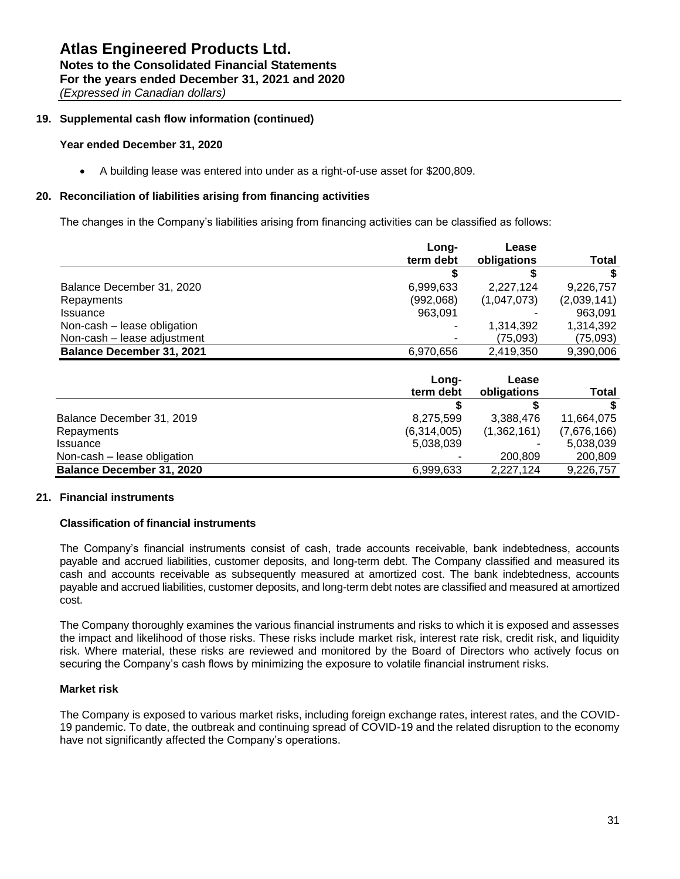**19. Supplemental cash flow information (continued)**

**Year ended December 31, 2020**

- A building lease was entered into under as a right-of-use asset for $200,809.

**20. Reconciliation of liabilities arising from financing activities**

The changes in the Company's liabilities arising from financing activities can be classified as follows:

| | Long-term debt | Lease obligations | Total |
|---|---|---|---|
| | $ | $ | $ |
| Balance December 31, 2020 | 6,999,633 | 2,227,124 | 9,226,757 |
| Repayments | (992,068) | (1,047,073) | (2,039,141) |
| Issuance | 963,091 | - | 963,091 |
| Non-cash – lease obligation | - | 1,314,392 | 1,314,392 |
| Non-cash – lease adjustment | - | (75,093) | (75,093) |
| **Balance December 31, 2021** | 6,970,656 | 2,419,350 | 9,390,006 |

| | Long-term debt | Lease obligations | Total |
|---|---|---|---|
| | $ | $ | $ |
| Balance December 31, 2019 | 8,275,599 | 3,388,476 | 11,664,075 |
| Repayments | (6,314,005) | (1,362,161) | (7,676,166) |
| Issuance | 5,038,039 | - | 5,038,039 |
| Non-cash – lease obligation | - | 200,809 | 200,809 |
| **Balance December 31, 2020** | 6,999,633 | 2,227,124 | 9,226,757 |

**21. Financial instruments**

**Classification of financial instruments**

The Company's financial instruments consist of cash, trade accounts receivable, bank indebtedness, accounts payable and accrued liabilities, customer deposits, and long-term debt. The Company classified and measured its cash and accounts receivable as subsequently measured at amortized cost. The bank indebtedness, accounts payable and accrued liabilities, customer deposits, and long-term debt notes are classified and measured at amortized cost.

The Company thoroughly examines the various financial instruments and risks to which it is exposed and assesses the impact and likelihood of those risks. These risks include market risk, interest rate risk, credit risk, and liquidity risk. Where material, these risks are reviewed and monitored by the Board of Directors who actively focus on securing the Company's cash flows by minimizing the exposure to volatile financial instrument risks.

**Market risk**

The Company is exposed to various market risks, including foreign exchange rates, interest rates, and the COVID-19 pandemic. To date, the outbreak and continuing spread of COVID-19 and the related disruption to the economy have not significantly affected the Company's operations.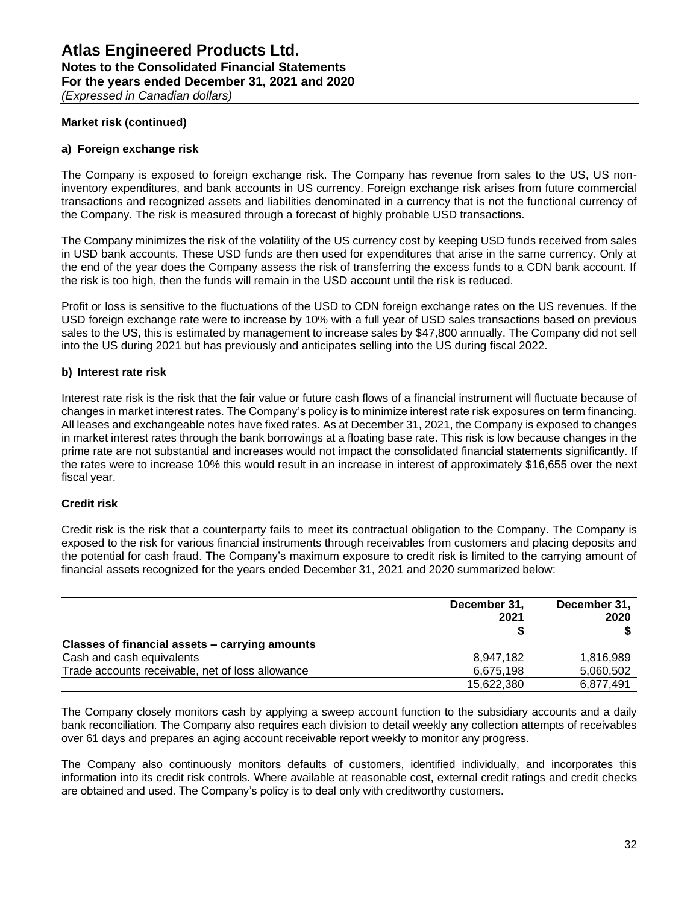**Market risk (continued)**

**a) Foreign exchange risk**

The Company is exposed to foreign exchange risk. The Company has revenue from sales to the US, US non-inventory expenditures, and bank accounts in US currency. Foreign exchange risk arises from future commercial transactions and recognized assets and liabilities denominated in a currency that is not the functional currency of the Company. The risk is measured through a forecast of highly probable USD transactions.

The Company minimizes the risk of the volatility of the US currency cost by keeping USD funds received from sales in USD bank accounts. These USD funds are then used for expenditures that arise in the same currency. Only at the end of the year does the Company assess the risk of transferring the excess funds to a CDN bank account. If the risk is too high, then the funds will remain in the USD account until the risk is reduced.

Profit or loss is sensitive to the fluctuations of the USD to CDN foreign exchange rates on the US revenues. If the USD foreign exchange rate were to increase by 10% with a full year of USD sales transactions based on previous sales to the US, this is estimated by management to increase sales by $47,800 annually. The Company did not sell into the US during 2021 but has previously and anticipates selling into the US during fiscal 2022.

**b) Interest rate risk**

Interest rate risk is the risk that the fair value or future cash flows of a financial instrument will fluctuate because of changes in market interest rates. The Company's policy is to minimize interest rate risk exposures on term financing. All leases and exchangeable notes have fixed rates. As at December 31, 2021, the Company is exposed to changes in market interest rates through the bank borrowings at a floating base rate. This risk is low because changes in the prime rate are not substantial and increases would not impact the consolidated financial statements significantly. If the rates were to increase 10% this would result in an increase in interest of approximately $16,655 over the next fiscal year.

**Credit risk**

Credit risk is the risk that a counterparty fails to meet its contractual obligation to the Company. The Company is exposed to the risk for various financial instruments through receivables from customers and placing deposits and the potential for cash fraud. The Company's maximum exposure to credit risk is limited to the carrying amount of financial assets recognized for the years ended December 31, 2021 and 2020 summarized below:

| | December 31, 2021 | December 31, 2020 |
|---|---:|---:|
| | $ | $ |
| **Classes of financial assets – carrying amounts** | | |
| Cash and cash equivalents | 8,947,182 | 1,816,989 |
| Trade accounts receivable, net of loss allowance | 6,675,198 | 5,060,502 |
| | 15,622,380 | 6,877,491 |

The Company closely monitors cash by applying a sweep account function to the subsidiary accounts and a daily bank reconciliation. The Company also requires each division to detail weekly any collection attempts of receivables over 61 days and prepares an aging account receivable report weekly to monitor any progress.

The Company also continuously monitors defaults of customers, identified individually, and incorporates this information into its credit risk controls. Where available at reasonable cost, external credit ratings and credit checks are obtained and used. The Company's policy is to deal only with creditworthy customers.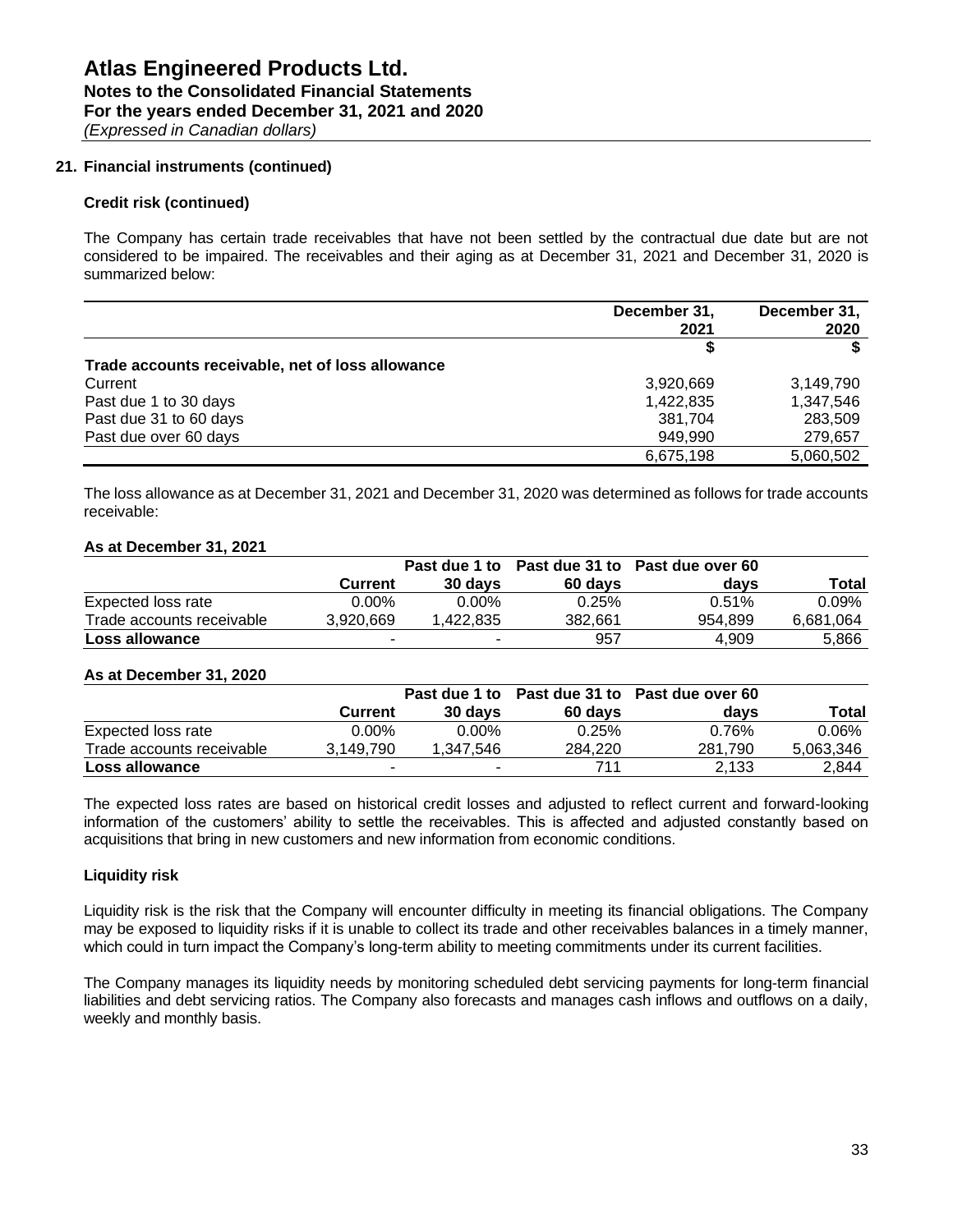### 21. Financial instruments (continued)

**Credit risk (continued)**

The Company has certain trade receivables that have not been settled by the contractual due date but are not considered to be impaired. The receivables and their aging as at December 31, 2021 and December 31, 2020 is summarized below:

| | December 31, 2021 | December 31, 2020 |
|---|---|---|
| | $ | $ |
| **Trade accounts receivable, net of loss allowance** | | |
| Current | 3,920,669 | 3,149,790 |
| Past due 1 to 30 days | 1,422,835 | 1,347,546 |
| Past due 31 to 60 days | 381,704 | 283,509 |
| Past due over 60 days | 949,990 | 279,657 |
| | 6,675,198 | 5,060,502 |

The loss allowance as at December 31, 2021 and December 31, 2020 was determined as follows for trade accounts receivable:

**As at December 31, 2021**

| | Current | Past due 1 to 30 days | Past due 31 to 60 days | Past due over 60 days | Total |
|---|---|---|---|---|---|
| Expected loss rate | 0.00% | 0.00% | 0.25% | 0.51% | 0.09% |
| Trade accounts receivable | 3,920,669 | 1,422,835 | 382,661 | 954,899 | 6,681,064 |
| **Loss allowance** | - | - | 957 | 4,909 | 5,866 |

**As at December 31, 2020**

| | Current | Past due 1 to 30 days | Past due 31 to 60 days | Past due over 60 days | Total |
|---|---|---|---|---|---|
| Expected loss rate | 0.00% | 0.00% | 0.25% | 0.76% | 0.06% |
| Trade accounts receivable | 3,149,790 | 1,347,546 | 284,220 | 281,790 | 5,063,346 |
| **Loss allowance** | - | - | 711 | 2,133 | 2,844 |

The expected loss rates are based on historical credit losses and adjusted to reflect current and forward-looking information of the customers' ability to settle the receivables. This is affected and adjusted constantly based on acquisitions that bring in new customers and new information from economic conditions.

**Liquidity risk**

Liquidity risk is the risk that the Company will encounter difficulty in meeting its financial obligations. The Company may be exposed to liquidity risks if it is unable to collect its trade and other receivables balances in a timely manner, which could in turn impact the Company's long-term ability to meeting commitments under its current facilities.

The Company manages its liquidity needs by monitoring scheduled debt servicing payments for long-term financial liabilities and debt servicing ratios. The Company also forecasts and manages cash inflows and outflows on a daily, weekly and monthly basis.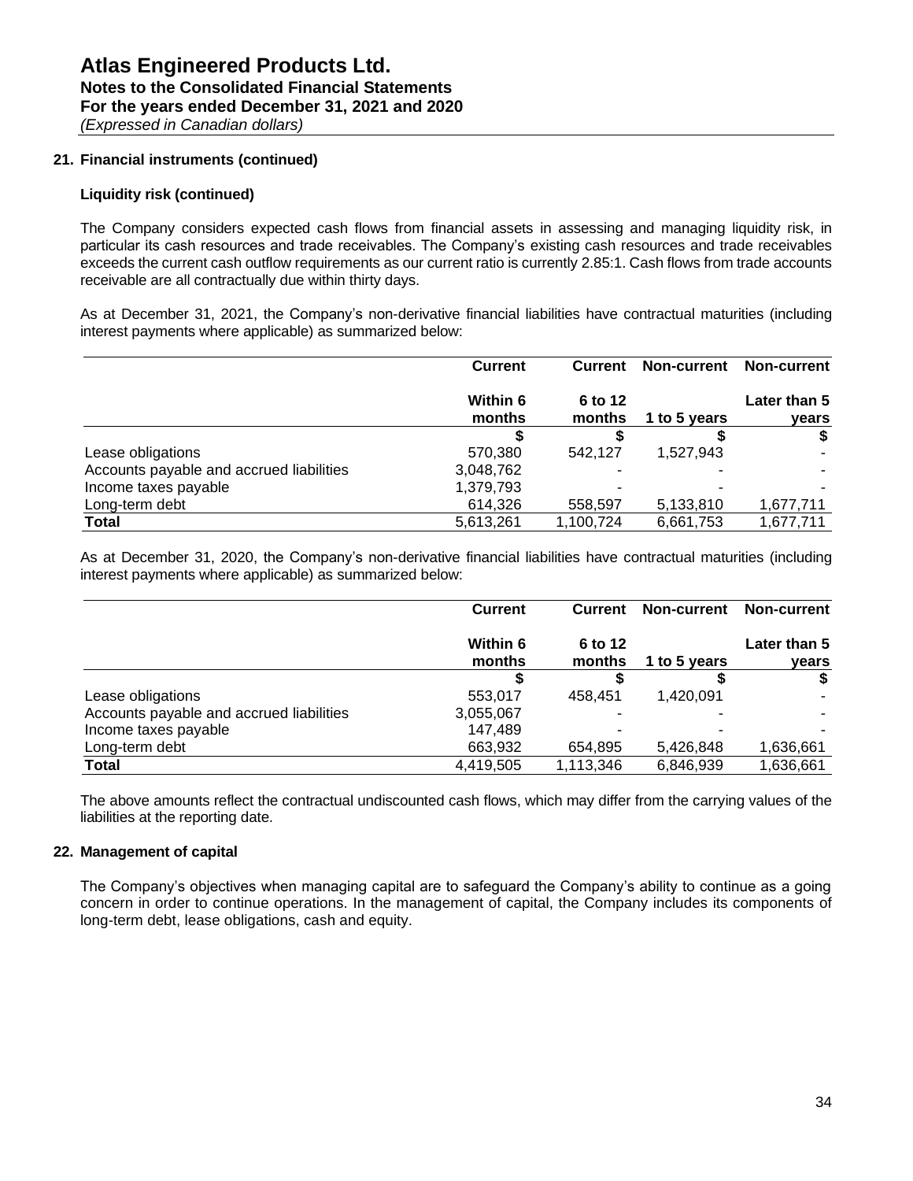### 21. Financial instruments (continued)

**Liquidity risk (continued)**

The Company considers expected cash flows from financial assets in assessing and managing liquidity risk, in particular its cash resources and trade receivables. The Company's existing cash resources and trade receivables exceeds the current cash outflow requirements as our current ratio is currently 2.85:1. Cash flows from trade accounts receivable are all contractually due within thirty days.

As at December 31, 2021, the Company's non-derivative financial liabilities have contractual maturities (including interest payments where applicable) as summarized below:

| | Current | Current | Non-current | Non-current |
|---|---|---|---|---|
| | Within 6 months | 6 to 12 months | 1 to 5 years | Later than 5 years |
| | $ | $ | $ | $ |
| Lease obligations | 570,380 | 542,127 | 1,527,943 | - |
| Accounts payable and accrued liabilities | 3,048,762 | - | - | - |
| Income taxes payable | 1,379,793 | - | - | - |
| Long-term debt | 614,326 | 558,597 | 5,133,810 | 1,677,711 |
| **Total** | 5,613,261 | 1,100,724 | 6,661,753 | 1,677,711 |

As at December 31, 2020, the Company's non-derivative financial liabilities have contractual maturities (including interest payments where applicable) as summarized below:

| | Current | Current | Non-current | Non-current |
|---|---|---|---|---|
| | Within 6 months | 6 to 12 months | 1 to 5 years | Later than 5 years |
| | $ | $ | $ | $ |
| Lease obligations | 553,017 | 458,451 | 1,420,091 | - |
| Accounts payable and accrued liabilities | 3,055,067 | - | - | - |
| Income taxes payable | 147,489 | - | - | - |
| Long-term debt | 663,932 | 654,895 | 5,426,848 | 1,636,661 |
| **Total** | 4,419,505 | 1,113,346 | 6,846,939 | 1,636,661 |

The above amounts reflect the contractual undiscounted cash flows, which may differ from the carrying values of the liabilities at the reporting date.

### 22. Management of capital

The Company's objectives when managing capital are to safeguard the Company's ability to continue as a going concern in order to continue operations. In the management of capital, the Company includes its components of long-term debt, lease obligations, cash and equity.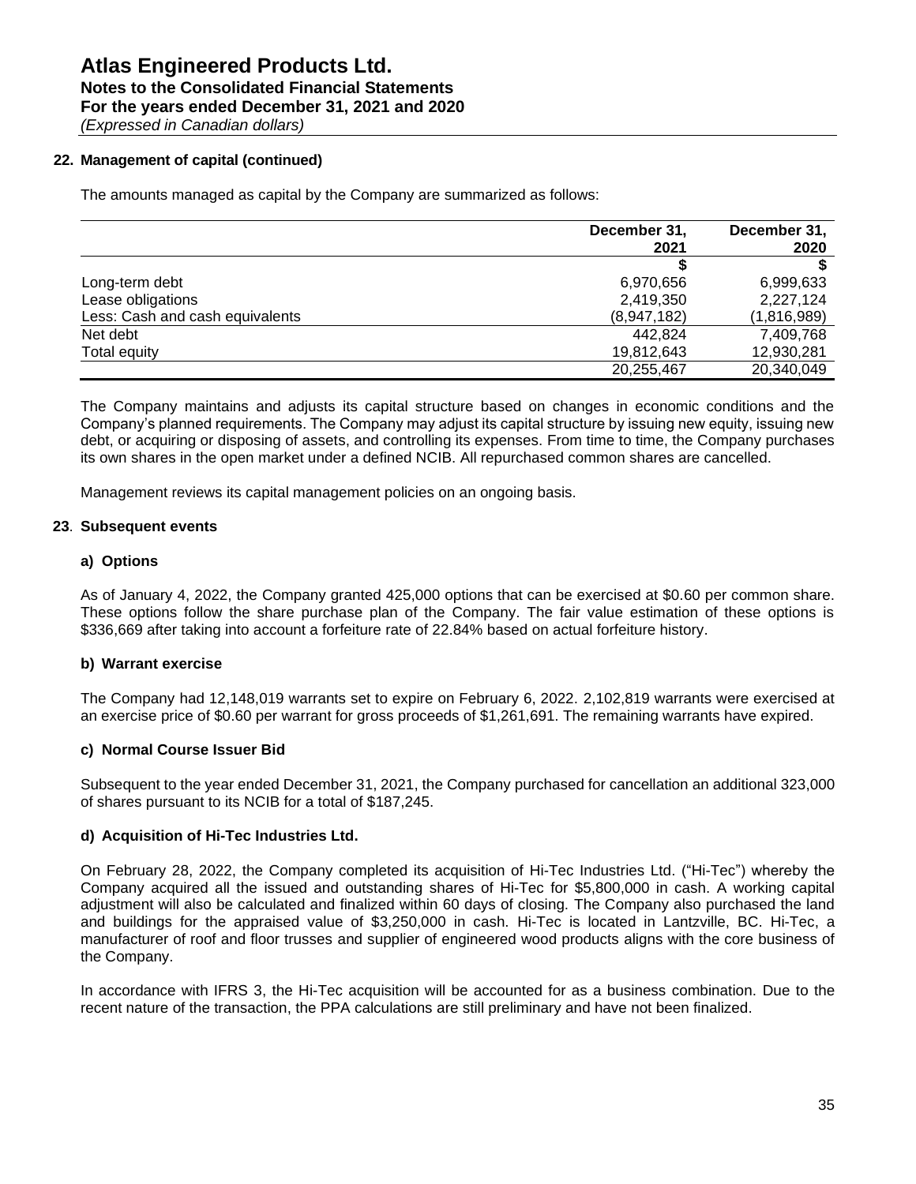**22. Management of capital (continued)**

The amounts managed as capital by the Company are summarized as follows:

| | December 31, 2021 | December 31, 2020 |
|---|---|---|
| | $ | $ |
| Long-term debt | 6,970,656 | 6,999,633 |
| Lease obligations | 2,419,350 | 2,227,124 |
| Less: Cash and cash equivalents | (8,947,182) | (1,816,989) |
| Net debt | 442,824 | 7,409,768 |
| Total equity | 19,812,643 | 12,930,281 |
| | 20,255,467 | 20,340,049 |

The Company maintains and adjusts its capital structure based on changes in economic conditions and the Company's planned requirements. The Company may adjust its capital structure by issuing new equity, issuing new debt, or acquiring or disposing of assets, and controlling its expenses. From time to time, the Company purchases its own shares in the open market under a defined NCIB. All repurchased common shares are cancelled.

Management reviews its capital management policies on an ongoing basis.

**23. Subsequent events**

**a) Options**

As of January 4, 2022, the Company granted 425,000 options that can be exercised at $0.60 per common share. These options follow the share purchase plan of the Company. The fair value estimation of these options is $336,669 after taking into account a forfeiture rate of 22.84% based on actual forfeiture history.

**b) Warrant exercise**

The Company had 12,148,019 warrants set to expire on February 6, 2022. 2,102,819 warrants were exercised at an exercise price of $0.60 per warrant for gross proceeds of $1,261,691. The remaining warrants have expired.

**c) Normal Course Issuer Bid**

Subsequent to the year ended December 31, 2021, the Company purchased for cancellation an additional 323,000 of shares pursuant to its NCIB for a total of $187,245.

**d) Acquisition of Hi-Tec Industries Ltd.**

On February 28, 2022, the Company completed its acquisition of Hi-Tec Industries Ltd. ("Hi-Tec") whereby the Company acquired all the issued and outstanding shares of Hi-Tec for $5,800,000 in cash. A working capital adjustment will also be calculated and finalized within 60 days of closing. The Company also purchased the land and buildings for the appraised value of $3,250,000 in cash. Hi-Tec is located in Lantzville, BC. Hi-Tec, a manufacturer of roof and floor trusses and supplier of engineered wood products aligns with the core business of the Company.

In accordance with IFRS 3, the Hi-Tec acquisition will be accounted for as a business combination. Due to the recent nature of the transaction, the PPA calculations are still preliminary and have not been finalized.